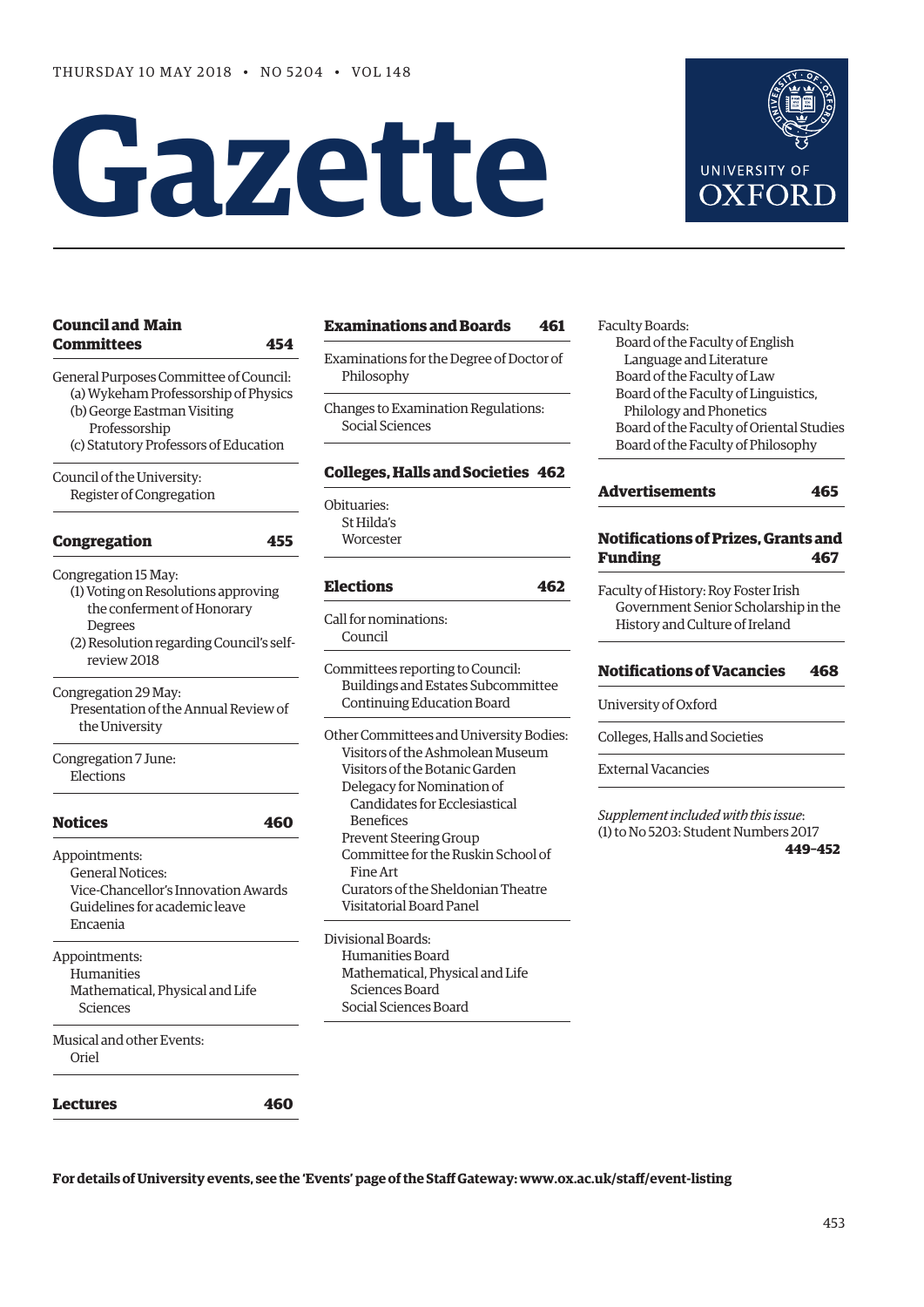THURSDAY 10 MAY 2018 • NO 5204 • VOL 148

# Gazette

UNIVERSITY OF OXFORD

## Council and Main Committees 454

General Purposes Committee of Council:
- (a) Wykeham Professorship of Physics
- (b) George Eastman Visiting Professorship
- (c) Statutory Professors of Education

Council of the University:
- Register of Congregation

## Congregation 455

Congregation 15 May:
- (1) Voting on Resolutions approving the conferment of Honorary Degrees
- (2) Resolution regarding Council's self-review 2018

Congregation 29 May:
- Presentation of the Annual Review of the University

Congregation 7 June:
- Elections

## Notices 460

Appointments:
- General Notices:
- Vice-Chancellor's Innovation Awards
- Guidelines for academic leave
- Encaenia

Appointments:
- Humanities
- Mathematical, Physical and Life Sciences

Musical and other Events:
- Oriel

## Lectures 460

## Examinations and Boards 461

Examinations for the Degree of Doctor of Philosophy

Changes to Examination Regulations:
- Social Sciences

## Colleges, Halls and Societies 462

Obituaries:
- St Hilda's
- Worcester

## Elections 462

Call for nominations:
- Council

Committees reporting to Council:
- Buildings and Estates Subcommittee
- Continuing Education Board

Other Committees and University Bodies:
- Visitors of the Ashmolean Museum
- Visitors of the Botanic Garden
- Delegacy for Nomination of Candidates for Ecclesiastical Benefices
- Prevent Steering Group
- Committee for the Ruskin School of Fine Art
- Curators of the Sheldonian Theatre
- Visitatorial Board Panel

Divisional Boards:
- Humanities Board
- Mathematical, Physical and Life Sciences Board
- Social Sciences Board

Faculty Boards:
- Board of the Faculty of English Language and Literature
- Board of the Faculty of Law
- Board of the Faculty of Linguistics, Philology and Phonetics
- Board of the Faculty of Oriental Studies
- Board of the Faculty of Philosophy

## Advertisements 465

## Notifications of Prizes, Grants and Funding 467

Faculty of History: Roy Foster Irish Government Senior Scholarship in the History and Culture of Ireland

## Notifications of Vacancies 468

University of Oxford

Colleges, Halls and Societies

External Vacancies

*Supplement included with this issue*:
(1) to No 5203: Student Numbers 2017 **449–452**

**For details of University events, see the 'Events' page of the Staff Gateway: www.ox.ac.uk/staff/event-listing**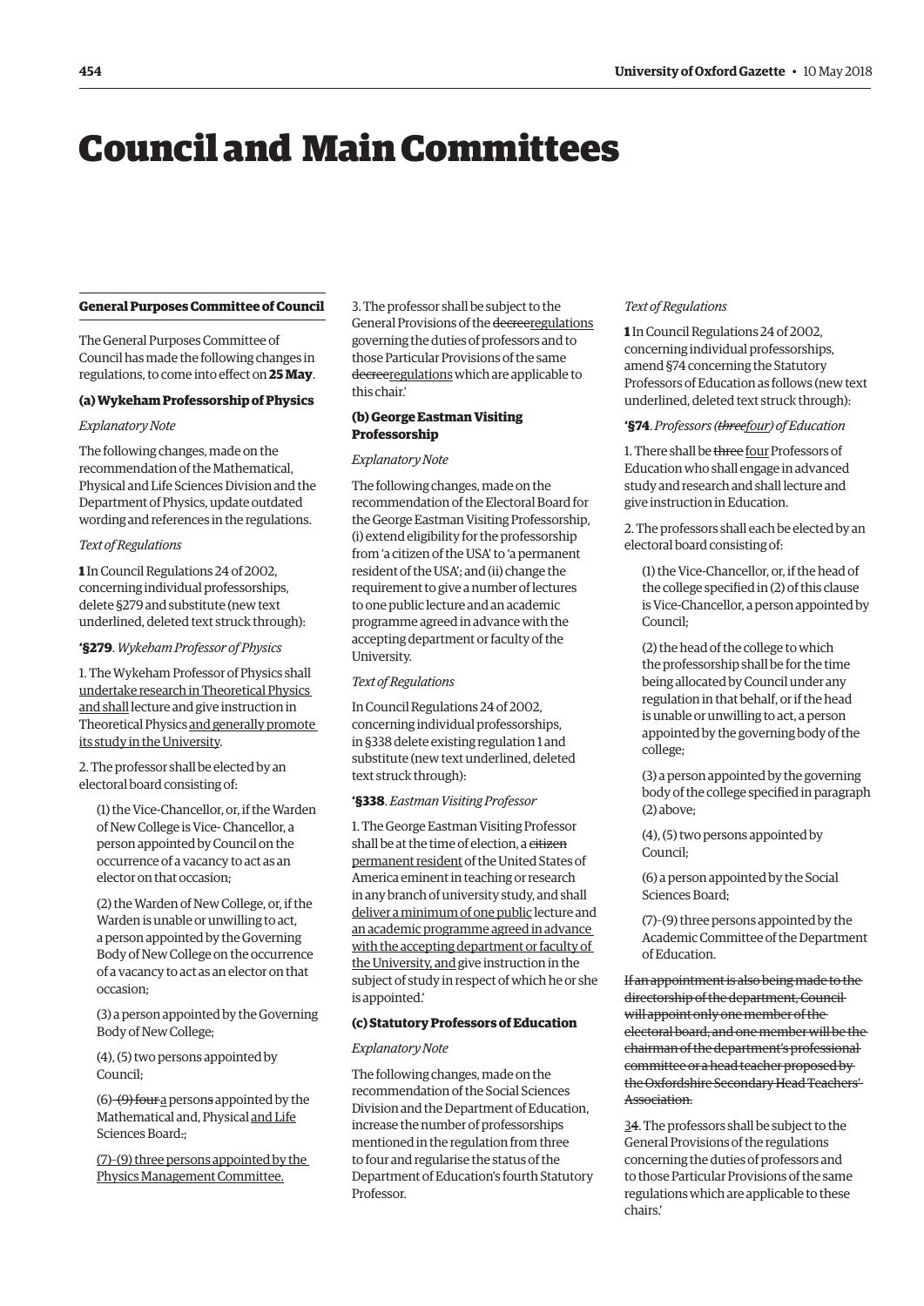# Council and Main Committees

## General Purposes Committee of Council

The General Purposes Committee of Council has made the following changes in regulations, to come into effect on **25 May**.

### (a) Wykeham Professorship of Physics

*Explanatory Note*

The following changes, made on the recommendation of the Mathematical, Physical and Life Sciences Division and the Department of Physics, update outdated wording and references in the regulations.

*Text of Regulations*

**1** In Council Regulations 24 of 2002, concerning individual professorships, delete §279 and substitute (new text underlined, deleted text struck through):

**'§279**. *Wykeham Professor of Physics*

1. The Wykeham Professor of Physics shall <u>undertake research in Theoretical Physics and shall</u> lecture and give instruction in Theoretical Physics <u>and generally promote its study in the University</u>.

2. The professor shall be elected by an electoral board consisting of:

> (1) the Vice-Chancellor, or, if the Warden of New College is Vice- Chancellor, a person appointed by Council on the occurrence of a vacancy to act as an elector on that occasion;
>
> (2) the Warden of New College, or, if the Warden is unable or unwilling to act, a person appointed by the Governing Body of New College on the occurrence of a vacancy to act as an elector on that occasion;
>
> (3) a person appointed by the Governing Body of New College;
>
> (4), (5) two persons appointed by Council;
>
> (6)~~–(9) four~~ <u>a</u> person~~s~~ appointed by the Mathematical ~~and~~, Physical <u>and Life</u> Sciences Board~~.~~<u>;</u>
>
> <u>(7)–(9) three persons appointed by the Physics Management Committee.</u>

3. The professor shall be subject to the General Provisions of the ~~decree~~<u>regulations</u> governing the duties of professors and to those Particular Provisions of the same ~~decree~~<u>regulations</u> which are applicable to this chair.'

### (b) George Eastman Visiting Professorship

*Explanatory Note*

The following changes, made on the recommendation of the Electoral Board for the George Eastman Visiting Professorship, (i) extend eligibility for the professorship from 'a citizen of the USA' to 'a permanent resident of the USA'; and (ii) change the requirement to give a number of lectures to one public lecture and an academic programme agreed in advance with the accepting department or faculty of the University.

*Text of Regulations*

In Council Regulations 24 of 2002, concerning individual professorships, in §338 delete existing regulation 1 and substitute (new text underlined, deleted text struck through):

**'§338**. *Eastman Visiting Professor*

1. The George Eastman Visiting Professor shall be at the time of election, a ~~citizen~~ <u>permanent resident</u> of the United States of America eminent in teaching or research in any branch of university study, and shall <u>deliver a minimum of one public</u> lecture and <u>an academic programme agreed in advance with the accepting department or faculty of the University, and</u> give instruction in the subject of study in respect of which he or she is appointed.'

### (c) Statutory Professors of Education

*Explanatory Note*

The following changes, made on the recommendation of the Social Sciences Division and the Department of Education, increase the number of professorships mentioned in the regulation from three to four and regularise the status of the Department of Education's fourth Statutory Professor.

*Text of Regulations*

**1** In Council Regulations 24 of 2002, concerning individual professorships, amend §74 concerning the Statutory Professors of Education as follows (new text underlined, deleted text struck through):

**'§74**. *Professors (~~three~~<u>four</u>) of Education*

1. There shall be ~~three~~ <u>four</u> Professors of Education who shall engage in advanced study and research and shall lecture and give instruction in Education.

2. The professors shall each be elected by an electoral board consisting of:

> (1) the Vice-Chancellor, or, if the head of the college specified in (2) of this clause is Vice-Chancellor, a person appointed by Council;
>
> (2) the head of the college to which the professorship shall be for the time being allocated by Council under any regulation in that behalf, or if the head is unable or unwilling to act, a person appointed by the governing body of the college;
>
> (3) a person appointed by the governing body of the college specified in paragraph (2) above;
>
> (4), (5) two persons appointed by Council;
>
> (6) a person appointed by the Social Sciences Board;
>
> (7)–(9) three persons appointed by the Academic Committee of the Department of Education.

~~If an appointment is also being made to the directorship of the department, Council will appoint only one member of the electoral board, and one member will be the chairman of the department's professional committee or a head teacher proposed by the Oxfordshire Secondary Head Teachers' Association.~~

~~3~~<u>4</u>. The professors shall be subject to the General Provisions of the regulations concerning the duties of professors and to those Particular Provisions of the same regulations which are applicable to these chairs.'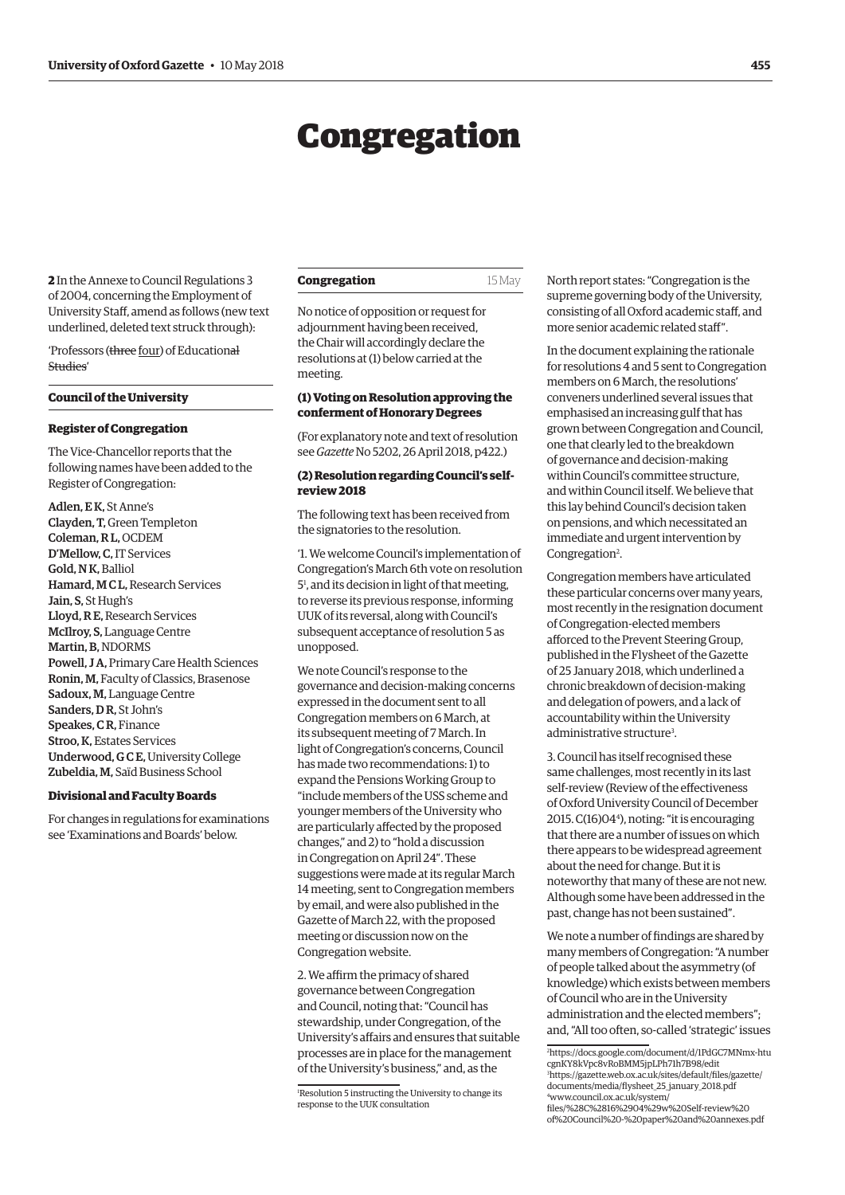# Congregation

**2** In the Annexe to Council Regulations 3 of 2004, concerning the Employment of University Staff, amend as follows (new text underlined, deleted text struck through):

'Professors (~~three~~ <u>four</u>) of Education~~al~~ ~~Studies~~'

### Council of the University

#### Register of Congregation

The Vice-Chancellor reports that the following names have been added to the Register of Congregation:

**Adlen, E K,** St Anne's
**Clayden, T,** Green Templeton
**Coleman, R L,** OCDEM
**D'Mellow, C,** IT Services
**Gold, N K,** Balliol
**Hamard, M C L,** Research Services
**Jain, S,** St Hugh's
**Lloyd, R E,** Research Services
**McIlroy, S,** Language Centre
**Martin, B,** NDORMS
**Powell, J A,** Primary Care Health Sciences
**Ronin, M,** Faculty of Classics, Brasenose
**Sadoux, M,** Language Centre
**Sanders, D R,** St John's
**Speakes, C R,** Finance
**Stroo, K,** Estates Services
**Underwood, G C E,** University College
**Zubeldia, M,** Saïd Business School

#### Divisional and Faculty Boards

For changes in regulations for examinations see 'Examinations and Boards' below.

### Congregation 15 May

No notice of opposition or request for adjournment having been received, the Chair will accordingly declare the resolutions at (1) below carried at the meeting.

#### (1) Voting on Resolution approving the conferment of Honorary Degrees

(For explanatory note and text of resolution see *Gazette* No 5202, 26 April 2018, p422.)

#### (2) Resolution regarding Council's self-review 2018

The following text has been received from the signatories to the resolution.

'1. We welcome Council's implementation of Congregation's March 6th vote on resolution 5[1], and its decision in light of that meeting, to reverse its previous response, informing UUK of its reversal, along with Council's subsequent acceptance of resolution 5 as unopposed.

We note Council's response to the governance and decision-making concerns expressed in the document sent to all Congregation members on 6 March, at its subsequent meeting of 7 March. In light of Congregation's concerns, Council has made two recommendations: 1) to expand the Pensions Working Group to "include members of the USS scheme and younger members of the University who are particularly affected by the proposed changes," and 2) to "hold a discussion in Congregation on April 24". These suggestions were made at its regular March 14 meeting, sent to Congregation members by email, and were also published in the Gazette of March 22, with the proposed meeting or discussion now on the Congregation website.

2. We affirm the primacy of shared governance between Congregation and Council, noting that: "Council has stewardship, under Congregation, of the University's affairs and ensures that suitable processes are in place for the management of the University's business," and, as the North report states: "Congregation is the supreme governing body of the University, consisting of all Oxford academic staff, and more senior academic related staff".

In the document explaining the rationale for resolutions 4 and 5 sent to Congregation members on 6 March, the resolutions' conveners underlined several issues that emphasised an increasing gulf that has grown between Congregation and Council, one that clearly led to the breakdown of governance and decision-making within Council's committee structure, and within Council itself. We believe that this lay behind Council's decision taken on pensions, and which necessitated an immediate and urgent intervention by Congregation[2].

Congregation members have articulated these particular concerns over many years, most recently in the resignation document of Congregation-elected members afforced to the Prevent Steering Group, published in the Flysheet of the Gazette of 25 January 2018, which underlined a chronic breakdown of decision-making and delegation of powers, and a lack of accountability within the University administrative structure[3].

3. Council has itself recognised these same challenges, most recently in its last self-review (Review of the effectiveness of Oxford University Council of December 2015. C(16)04[4]), noting: "it is encouraging that there are a number of issues on which there appears to be widespread agreement about the need for change. But it is noteworthy that many of these are not new. Although some have been addressed in the past, change has not been sustained".

We note a number of findings are shared by many members of Congregation: "A number of people talked about the asymmetry (of knowledge) which exists between members of Council who are in the University administration and the elected members"; and, "All too often, so-called 'strategic' issues

---

[1] Resolution 5 instructing the University to change its response to the UUK consultation

[2] https://docs.google.com/document/d/1PdGC7MNmx-htucgnKY8kVpc8vRoBMM5jpLPh71h7B98/edit

[3] https://gazette.web.ox.ac.uk/sites/default/files/gazette/documents/media/flysheet_25_january_2018.pdf

[4] www.council.ox.ac.uk/system/files/%28C%2816%2904%29w%20Self-review%20of%20Council%20-%20paper%20and%20annexes.pdf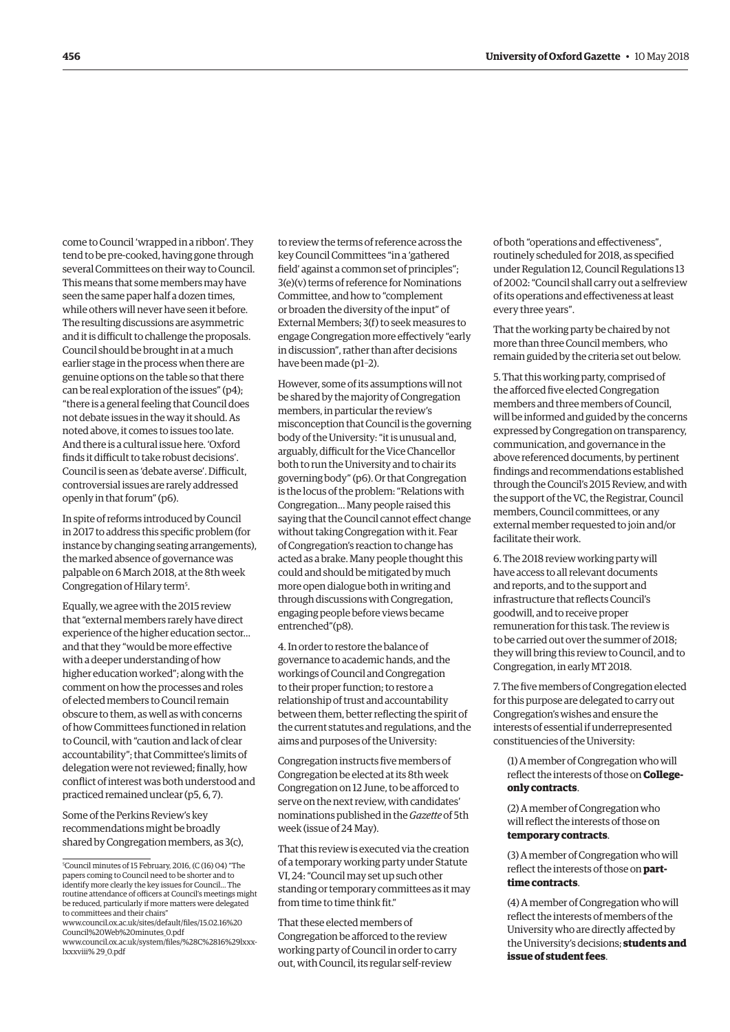come to Council 'wrapped in a ribbon'. They tend to be pre-cooked, having gone through several Committees on their way to Council. This means that some members may have seen the same paper half a dozen times, while others will never have seen it before. The resulting discussions are asymmetric and it is difficult to challenge the proposals. Council should be brought in at a much earlier stage in the process when there are genuine options on the table so that there can be real exploration of the issues" (p4); "there is a general feeling that Council does not debate issues in the way it should. As noted above, it comes to issues too late. And there is a cultural issue here. 'Oxford finds it difficult to take robust decisions'. Council is seen as 'debate averse'. Difficult, controversial issues are rarely addressed openly in that forum" (p6).

In spite of reforms introduced by Council in 2017 to address this specific problem (for instance by changing seating arrangements), the marked absence of governance was palpable on 6 March 2018, at the 8th week Congregation of Hilary term[5].

Equally, we agree with the 2015 review that "external members rarely have direct experience of the higher education sector… and that they "would be more effective with a deeper understanding of how higher education worked"; along with the comment on how the processes and roles of elected members to Council remain obscure to them, as well as with concerns of how Committees functioned in relation to Council, with "caution and lack of clear accountability"; that Committee's limits of delegation were not reviewed; finally, how conflict of interest was both understood and practiced remained unclear (p5, 6, 7).

Some of the Perkins Review's key recommendations might be broadly shared by Congregation members, as 3(c), to review the terms of reference across the key Council Committees "in a 'gathered field' against a common set of principles"; 3(e)(v) terms of reference for Nominations Committee, and how to "complement or broaden the diversity of the input" of External Members; 3(f) to seek measures to engage Congregation more effectively "early in discussion", rather than after decisions have been made (p1–2).

However, some of its assumptions will not be shared by the majority of Congregation members, in particular the review's misconception that Council is the governing body of the University: "it is unusual and, arguably, difficult for the Vice Chancellor both to run the University and to chair its governing body" (p6). Or that Congregation is the locus of the problem: "Relations with Congregation… Many people raised this saying that the Council cannot effect change without taking Congregation with it. Fear of Congregation's reaction to change has acted as a brake. Many people thought this could and should be mitigated by much more open dialogue both in writing and through discussions with Congregation, engaging people before views became entrenched"(p8).

4. In order to restore the balance of governance to academic hands, and the workings of Council and Congregation to their proper function; to restore a relationship of trust and accountability between them, better reflecting the spirit of the current statutes and regulations, and the aims and purposes of the University:

Congregation instructs five members of Congregation be elected at its 8th week Congregation on 12 June, to be afforced to serve on the next review, with candidates' nominations published in the *Gazette* of 5th week (issue of 24 May).

That this review is executed via the creation of a temporary working party under Statute VI, 24: "Council may set up such other standing or temporary committees as it may from time to time think fit."

That these elected members of Congregation be afforced to the review working party of Council in order to carry out, with Council, its regular self-review of both "operations and effectiveness", routinely scheduled for 2018, as specified under Regulation 12, Council Regulations 13 of 2002: "Council shall carry out a selfreview of its operations and effectiveness at least every three years".

That the working party be chaired by not more than three Council members, who remain guided by the criteria set out below.

5. That this working party, comprised of the afforced five elected Congregation members and three members of Council, will be informed and guided by the concerns expressed by Congregation on transparency, communication, and governance in the above referenced documents, by pertinent findings and recommendations established through the Council's 2015 Review, and with the support of the VC, the Registrar, Council members, Council committees, or any external member requested to join and/or facilitate their work.

6. The 2018 review working party will have access to all relevant documents and reports, and to the support and infrastructure that reflects Council's goodwill, and to receive proper remuneration for this task. The review is to be carried out over the summer of 2018; they will bring this review to Council, and to Congregation, in early MT 2018.

7. The five members of Congregation elected for this purpose are delegated to carry out Congregation's wishes and ensure the interests of essential if underrepresented constituencies of the University:

(1) A member of Congregation who will reflect the interests of those on **College-only contracts**.

(2) A member of Congregation who will reflect the interests of those on **temporary contracts**.

(3) A member of Congregation who will reflect the interests of those on **part-time contracts**.

(4) A member of Congregation who will reflect the interests of members of the University who are directly affected by the University's decisions; **students and issue of student fees**.

---

[5] Council minutes of 15 February, 2016, (C (16) 04) "The papers coming to Council need to be shorter and to identify more clearly the key issues for Council… The routine attendance of officers at Council's meetings might be reduced, particularly if more matters were delegated to committees and their chairs"
www.council.ox.ac.uk/sites/default/files/15.02.16%20Council%20Web%20minutes_0.pdf
www.council.ox.ac.uk/system/files/%28C%2816%29lxxx-lxxxviii% 29_0.pdf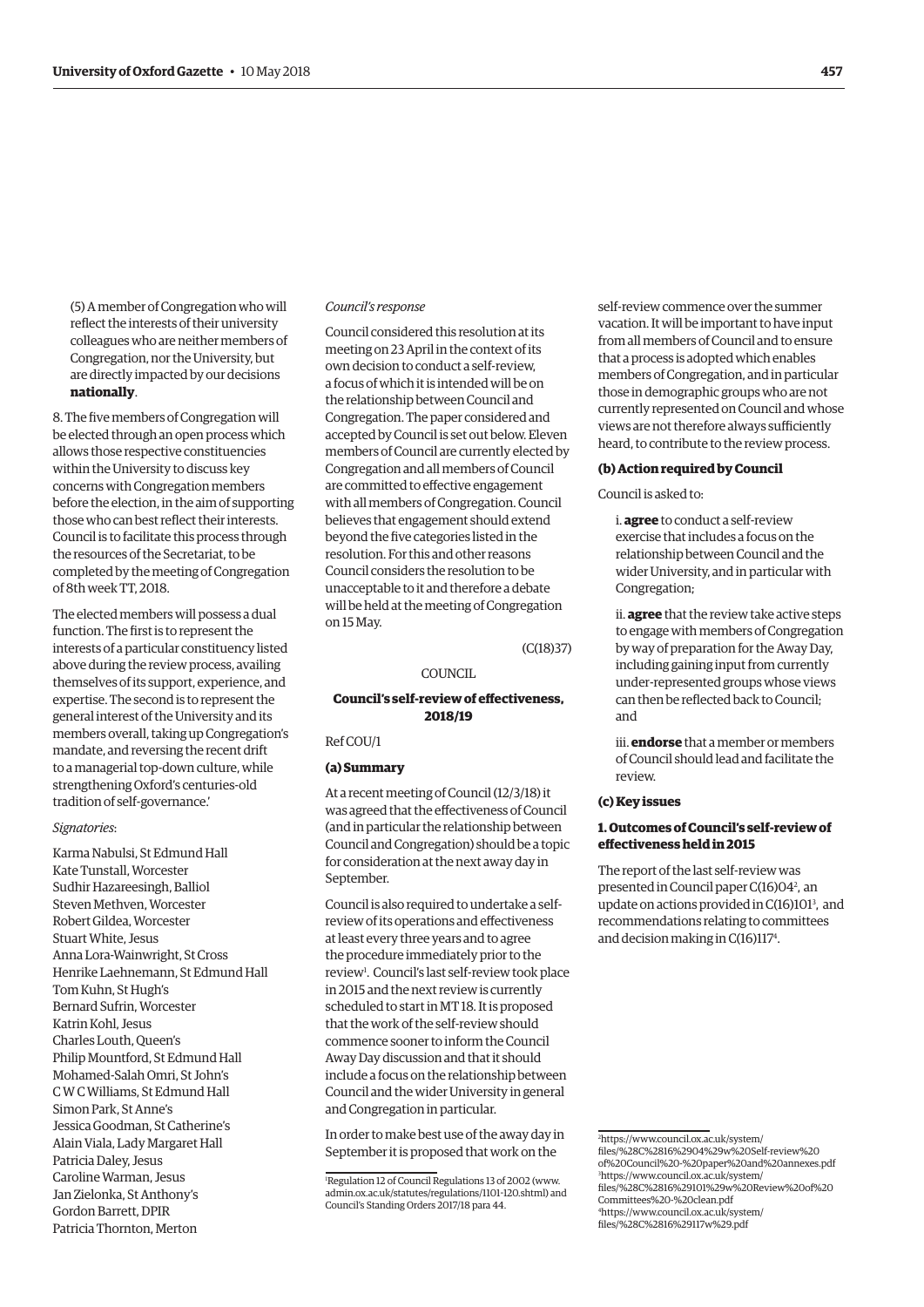(5) A member of Congregation who will reflect the interests of their university colleagues who are neither members of Congregation, nor the University, but are directly impacted by our decisions **nationally**.

8. The five members of Congregation will be elected through an open process which allows those respective constituencies within the University to discuss key concerns with Congregation members before the election, in the aim of supporting those who can best reflect their interests. Council is to facilitate this process through the resources of the Secretariat, to be completed by the meeting of Congregation of 8th week TT, 2018.

The elected members will possess a dual function. The first is to represent the interests of a particular constituency listed above during the review process, availing themselves of its support, experience, and expertise. The second is to represent the general interest of the University and its members overall, taking up Congregation's mandate, and reversing the recent drift to a managerial top-down culture, while strengthening Oxford's centuries-old tradition of self-governance.'

*Signatories*:

Karma Nabulsi, St Edmund Hall
Kate Tunstall, Worcester
Sudhir Hazareesingh, Balliol
Steven Methven, Worcester
Robert Gildea, Worcester
Stuart White, Jesus
Anna Lora-Wainwright, St Cross
Henrike Laehnemann, St Edmund Hall
Tom Kuhn, St Hugh's
Bernard Sufrin, Worcester
Katrin Kohl, Jesus
Charles Louth, Queen's
Philip Mountford, St Edmund Hall
Mohamed-Salah Omri, St John's
C W C Williams, St Edmund Hall
Simon Park, St Anne's
Jessica Goodman, St Catherine's
Alain Viala, Lady Margaret Hall
Patricia Daley, Jesus
Caroline Warman, Jesus
Jan Zielonka, St Anthony's
Gordon Barrett, DPIR
Patricia Thornton, Merton

*Council's response*

Council considered this resolution at its meeting on 23 April in the context of its own decision to conduct a self-review, a focus of which it is intended will be on the relationship between Council and Congregation. The paper considered and accepted by Council is set out below. Eleven members of Council are currently elected by Congregation and all members of Council are committed to effective engagement with all members of Congregation. Council believes that engagement should extend beyond the five categories listed in the resolution. For this and other reasons Council considers the resolution to be unacceptable to it and therefore a debate will be held at the meeting of Congregation on 15 May.

(C(18)37)

COUNCIL

**Council's self-review of effectiveness, 2018/19**

Ref COU/1

**(a) Summary**

At a recent meeting of Council (12/3/18) it was agreed that the effectiveness of Council (and in particular the relationship between Council and Congregation) should be a topic for consideration at the next away day in September.

Council is also required to undertake a self-review of its operations and effectiveness at least every three years and to agree the procedure immediately prior to the review[1]. Council's last self-review took place in 2015 and the next review is currently scheduled to start in MT 18. It is proposed that the work of the self-review should commence sooner to inform the Council Away Day discussion and that it should include a focus on the relationship between Council and the wider University in general and Congregation in particular.

In order to make best use of the away day in September it is proposed that work on the self-review commence over the summer vacation. It will be important to have input from all members of Council and to ensure that a process is adopted which enables members of Congregation, and in particular those in demographic groups who are not currently represented on Council and whose views are not therefore always sufficiently heard, to contribute to the review process.

**(b) Action required by Council**

Council is asked to:

i. **agree** to conduct a self-review exercise that includes a focus on the relationship between Council and the wider University, and in particular with Congregation;

ii. **agree** that the review take active steps to engage with members of Congregation by way of preparation for the Away Day, including gaining input from currently under-represented groups whose views can then be reflected back to Council; and

iii. **endorse** that a member or members of Council should lead and facilitate the review.

**(c) Key issues**

**1. Outcomes of Council's self-review of effectiveness held in 2015**

The report of the last self-review was presented in Council paper C(16)04[2], an update on actions provided in C(16)101[3], and recommendations relating to committees and decision making in C(16)117[4].

---

[1] Regulation 12 of Council Regulations 13 of 2002 (www.admin.ox.ac.uk/statutes/regulations/1101-120.shtml) and Council's Standing Orders 2017/18 para 44.

[2] https://www.council.ox.ac.uk/system/files/%28C%2816%2904%29w%20Self-review%20of%20Council%20-%20paper%20and%20annexes.pdf

[3] https://www.council.ox.ac.uk/system/files/%28C%2816%29101%29w%20Review%20of%20Committees%20-%20clean.pdf

[4] https://www.council.ox.ac.uk/system/files/%28C%2816%29117w%29.pdf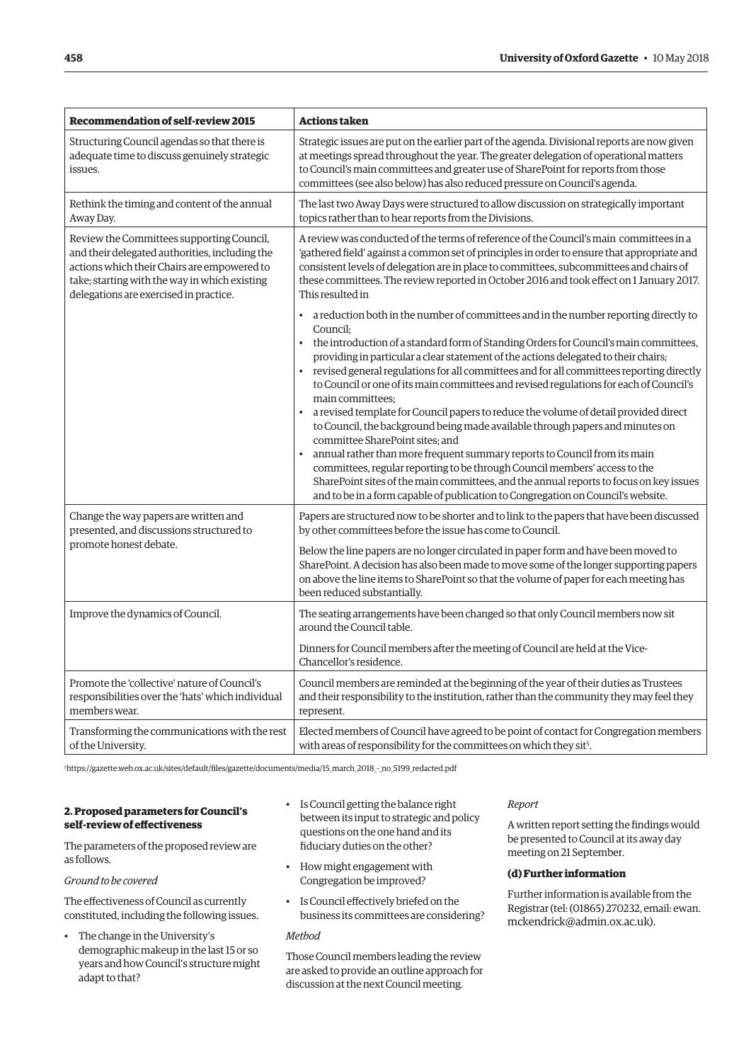| Recommendation of self-review 2015 | Actions taken |
|---|---|
| Structuring Council agendas so that there is adequate time to discuss genuinely strategic issues. | Strategic issues are put on the earlier part of the agenda. Divisional reports are now given at meetings spread throughout the year. The greater delegation of operational matters to Council's main committees and greater use of SharePoint for reports from those committees (see also below) has also reduced pressure on Council's agenda. |
| Rethink the timing and content of the annual Away Day. | The last two Away Days were structured to allow discussion on strategically important topics rather than to hear reports from the Divisions. |
| Review the Committees supporting Council, and their delegated authorities, including the actions which their Chairs are empowered to take; starting with the way in which existing delegations are exercised in practice. | A review was conducted of the terms of reference of the Council's main committees in a 'gathered field' against a common set of principles in order to ensure that appropriate and consistent levels of delegation are in place to committees, subcommittees and chairs of these committees. The review reported in October 2016 and took effect on 1 January 2017. This resulted in<br>• a reduction both in the number of committees and in the number reporting directly to Council;<br>• the introduction of a standard form of Standing Orders for Council's main committees, providing in particular a clear statement of the actions delegated to their chairs;<br>• revised general regulations for all committees and for all committees reporting directly to Council or one of its main committees and revised regulations for each of Council's main committees;<br>• a revised template for Council papers to reduce the volume of detail provided direct to Council, the background being made available through papers and minutes on committee SharePoint sites; and<br>• annual rather than more frequent summary reports to Council from its main committees, regular reporting to be through Council members' access to the SharePoint sites of the main committees, and the annual reports to focus on key issues and to be in a form capable of publication to Congregation on Council's website. |
| Change the way papers are written and presented, and discussions structured to promote honest debate. | Papers are structured now to be shorter and to link to the papers that have been discussed by other committees before the issue has come to Council.<br>Below the line papers are no longer circulated in paper form and have been moved to SharePoint. A decision has also been made to move some of the longer supporting papers on above the line items to SharePoint so that the volume of paper for each meeting has been reduced substantially. |
| Improve the dynamics of Council. | The seating arrangements have been changed so that only Council members now sit around the Council table.<br>Dinners for Council members after the meeting of Council are held at the Vice-Chancellor's residence. |
| Promote the 'collective' nature of Council's responsibilities over the 'hats' which individual members wear. | Council members are reminded at the beginning of the year of their duties as Trustees and their responsibility to the institution, rather than the community they may feel they represent. |
| Transforming the communications with the rest of the University. | Elected members of Council have agreed to be point of contact for Congregation members with areas of responsibility for the committees on which they sit[5]. |

[5]https://gazette.web.ox.ac.uk/sites/default/files/gazette/documents/media/15_march_2018_-_no_5199_redacted.pdf

**2. Proposed parameters for Council's self-review of effectiveness**

The parameters of the proposed review are as follows.

*Ground to be covered*

The effectiveness of Council as currently constituted, including the following issues.

- The change in the University's demographic makeup in the last 15 or so years and how Council's structure might adapt to that?
- Is Council getting the balance right between its input to strategic and policy questions on the one hand and its fiduciary duties on the other?
- How might engagement with Congregation be improved?
- Is Council effectively briefed on the business its committees are considering?

*Method*

Those Council members leading the review are asked to provide an outline approach for discussion at the next Council meeting.

*Report*

A written report setting the findings would be presented to Council at its away day meeting on 21 September.

**(d) Further information**

Further information is available from the Registrar (tel: (01865) 270232, email: ewan.mckendrick@admin.ox.ac.uk).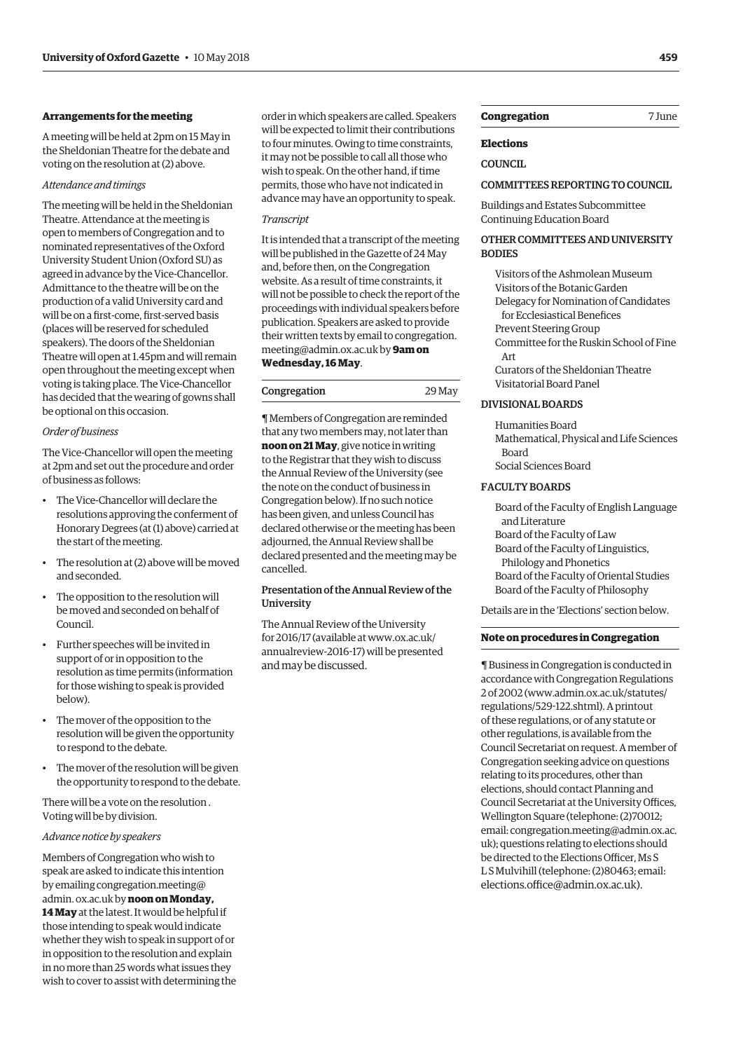#### Arrangements for the meeting

A meeting will be held at 2pm on 15 May in the Sheldonian Theatre for the debate and voting on the resolution at (2) above.

*Attendance and timings*

The meeting will be held in the Sheldonian Theatre. Attendance at the meeting is open to members of Congregation and to nominated representatives of the Oxford University Student Union (Oxford SU) as agreed in advance by the Vice-Chancellor. Admittance to the theatre will be on the production of a valid University card and will be on a first-come, first-served basis (places will be reserved for scheduled speakers). The doors of the Sheldonian Theatre will open at 1.45pm and will remain open throughout the meeting except when voting is taking place. The Vice-Chancellor has decided that the wearing of gowns shall be optional on this occasion.

*Order of business*

The Vice-Chancellor will open the meeting at 2pm and set out the procedure and order of business as follows:

- The Vice-Chancellor will declare the resolutions approving the conferment of Honorary Degrees (at (1) above) carried at the start of the meeting.
- The resolution at (2) above will be moved and seconded.
- The opposition to the resolution will be moved and seconded on behalf of Council.
- Further speeches will be invited in support of or in opposition to the resolution as time permits (information for those wishing to speak is provided below).
- The mover of the opposition to the resolution will be given the opportunity to respond to the debate.
- The mover of the resolution will be given the opportunity to respond to the debate.

There will be a vote on the resolution . Voting will be by division.

*Advance notice by speakers*

Members of Congregation who wish to speak are asked to indicate this intention by emailing congregation.meeting@admin. ox.ac.uk by **noon on Monday, 14 May** at the latest. It would be helpful if those intending to speak would indicate whether they wish to speak in support of or in opposition to the resolution and explain in no more than 25 words what issues they wish to cover to assist with determining the order in which speakers are called. Speakers will be expected to limit their contributions to four minutes. Owing to time constraints, it may not be possible to call all those who wish to speak. On the other hand, if time permits, those who have not indicated in advance may have an opportunity to speak.

*Transcript*

It is intended that a transcript of the meeting will be published in the Gazette of 24 May and, before then, on the Congregation website. As a result of time constraints, it will not be possible to check the report of the proceedings with individual speakers before publication. Speakers are asked to provide their written texts by email to congregation. meeting@admin.ox.ac.uk by **9am on Wednesday, 16 May**.

### Congregation 29 May

¶ Members of Congregation are reminded that any two members may, not later than **noon on 21 May**, give notice in writing to the Registrar that they wish to discuss the Annual Review of the University (see the note on the conduct of business in Congregation below). If no such notice has been given, and unless Council has declared otherwise or the meeting has been adjourned, the Annual Review shall be declared presented and the meeting may be cancelled.

#### Presentation of the Annual Review of the University

The Annual Review of the University for 2016/17 (available at www.ox.ac.uk/ annualreview-2016-17) will be presented and may be discussed.

### Congregation 7 June

#### Elections

COUNCIL

COMMITTEES REPORTING TO COUNCIL

Buildings and Estates Subcommittee
Continuing Education Board

OTHER COMMITTEES AND UNIVERSITY BODIES

Visitors of the Ashmolean Museum
Visitors of the Botanic Garden
Delegacy for Nomination of Candidates for Ecclesiastical Benefices
Prevent Steering Group
Committee for the Ruskin School of Fine Art
Curators of the Sheldonian Theatre
Visitatorial Board Panel

DIVISIONAL BOARDS

Humanities Board
Mathematical, Physical and Life Sciences Board
Social Sciences Board

FACULTY BOARDS

Board of the Faculty of English Language and Literature
Board of the Faculty of Law
Board of the Faculty of Linguistics, Philology and Phonetics
Board of the Faculty of Oriental Studies
Board of the Faculty of Philosophy

Details are in the 'Elections' section below.

### Note on procedures in Congregation

¶ Business in Congregation is conducted in accordance with Congregation Regulations 2 of 2002 (www.admin.ox.ac.uk/statutes/ regulations/529-122.shtml). A printout of these regulations, or of any statute or other regulations, is available from the Council Secretariat on request. A member of Congregation seeking advice on questions relating to its procedures, other than elections, should contact Planning and Council Secretariat at the University Offices, Wellington Square (telephone: (2)70012; email: congregation.meeting@admin.ox.ac. uk); questions relating to elections should be directed to the Elections Officer, Ms S L S Mulvihill (telephone: (2)80463; email: elections.office@admin.ox.ac.uk).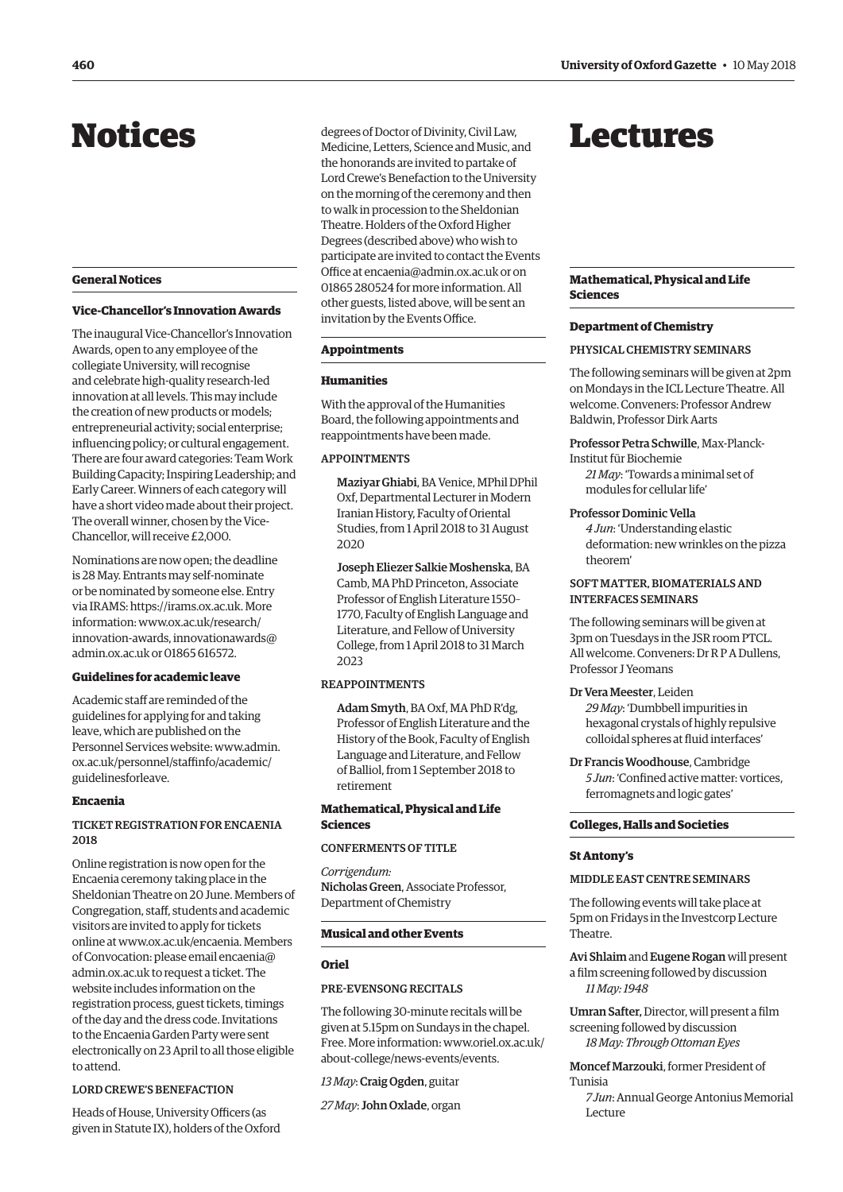# Notices

## General Notices

### Vice-Chancellor's Innovation Awards

The inaugural Vice-Chancellor's Innovation Awards, open to any employee of the collegiate University, will recognise and celebrate high-quality research-led innovation at all levels. This may include the creation of new products or models; entrepreneurial activity; social enterprise; influencing policy; or cultural engagement. There are four award categories: Team Work Building Capacity; Inspiring Leadership; and Early Career. Winners of each category will have a short video made about their project. The overall winner, chosen by the Vice-Chancellor, will receive £2,000.

Nominations are now open; the deadline is 28 May. Entrants may self-nominate or be nominated by someone else. Entry via IRAMS: https://irams.ox.ac.uk. More information: www.ox.ac.uk/research/innovation-awards, innovationawards@admin.ox.ac.uk or 01865 616572.

### Guidelines for academic leave

Academic staff are reminded of the guidelines for applying for and taking leave, which are published on the Personnel Services website: www.admin.ox.ac.uk/personnel/staffinfo/academic/guidelinesforleave.

### Encaenia

TICKET REGISTRATION FOR ENCAENIA 2018

Online registration is now open for the Encaenia ceremony taking place in the Sheldonian Theatre on 20 June. Members of Congregation, staff, students and academic visitors are invited to apply for tickets online at www.ox.ac.uk/encaenia. Members of Convocation: please email encaenia@admin.ox.ac.uk to request a ticket. The website includes information on the registration process, guest tickets, timings of the day and the dress code. Invitations to the Encaenia Garden Party were sent electronically on 23 April to all those eligible to attend.

LORD CREWE'S BENEFACTION

Heads of House, University Officers (as given in Statute IX), holders of the Oxford degrees of Doctor of Divinity, Civil Law, Medicine, Letters, Science and Music, and the honorands are invited to partake of Lord Crewe's Benefaction to the University on the morning of the ceremony and then to walk in procession to the Sheldonian Theatre. Holders of the Oxford Higher Degrees (described above) who wish to participate are invited to contact the Events Office at encaenia@admin.ox.ac.uk or on 01865 280524 for more information. All other guests, listed above, will be sent an invitation by the Events Office.

## Appointments

### Humanities

With the approval of the Humanities Board, the following appointments and reappointments have been made.

APPOINTMENTS

**Maziyar Ghiabi**, BA Venice, MPhil DPhil Oxf, Departmental Lecturer in Modern Iranian History, Faculty of Oriental Studies, from 1 April 2018 to 31 August 2020

**Joseph Eliezer Salkie Moshenska**, BA Camb, MA PhD Princeton, Associate Professor of English Literature 1550–1770, Faculty of English Language and Literature, and Fellow of University College, from 1 April 2018 to 31 March 2023

REAPPOINTMENTS

**Adam Smyth**, BA Oxf, MA PhD R'dg, Professor of English Literature and the History of the Book, Faculty of English Language and Literature, and Fellow of Balliol, from 1 September 2018 to retirement

### Mathematical, Physical and Life Sciences

CONFERMENTS OF TITLE

*Corrigendum:*
**Nicholas Green**, Associate Professor, Department of Chemistry

## Musical and other Events

### Oriel

PRE-EVENSONG RECITALS

The following 30-minute recitals will be given at 5.15pm on Sundays in the chapel. Free. More information: www.oriel.ox.ac.uk/about-college/news-events/events.

*13 May*: **Craig Ogden**, guitar

*27 May*: **John Oxlade**, organ

# Lectures

## Mathematical, Physical and Life Sciences

### Department of Chemistry

PHYSICAL CHEMISTRY SEMINARS

The following seminars will be given at 2pm on Mondays in the ICL Lecture Theatre. All welcome. Conveners: Professor Andrew Baldwin, Professor Dirk Aarts

**Professor Petra Schwille**, Max-Planck-Institut für Biochemie
*21 May*: 'Towards a minimal set of modules for cellular life'

**Professor Dominic Vella**
*4 Jun*: 'Understanding elastic deformation: new wrinkles on the pizza theorem'

SOFT MATTER, BIOMATERIALS AND INTERFACES SEMINARS

The following seminars will be given at 3pm on Tuesdays in the JSR room PTCL. All welcome. Conveners: Dr R P A Dullens, Professor J Yeomans

**Dr Vera Meester**, Leiden
*29 May*: 'Dumbbell impurities in hexagonal crystals of highly repulsive colloidal spheres at fluid interfaces'

**Dr Francis Woodhouse**, Cambridge
*5 Jun*: 'Confined active matter: vortices, ferromagnets and logic gates'

## Colleges, Halls and Societies

### St Antony's

MIDDLE EAST CENTRE SEMINARS

The following events will take place at 5pm on Fridays in the Investcorp Lecture Theatre.

**Avi Shlaim** and **Eugene Rogan** will present a film screening followed by discussion
*11 May: 1948*

**Umran Safter,** Director, will present a film screening followed by discussion
*18 May: Through Ottoman Eyes*

**Moncef Marzouki**, former President of Tunisia
*7 Jun*: Annual George Antonius Memorial Lecture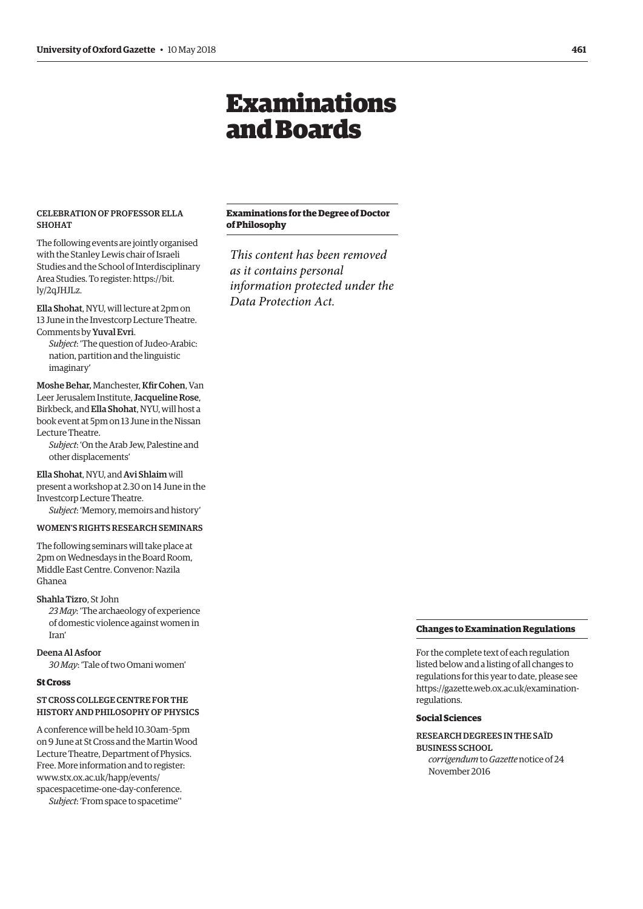CELEBRATION OF PROFESSOR ELLA SHOHAT

The following events are jointly organised with the Stanley Lewis chair of Israeli Studies and the School of Interdisciplinary Area Studies. To register: https://bit.ly/2qJHJLz.

**Ella Shohat**, NYU, will lecture at 2pm on 13 June in the Investcorp Lecture Theatre. Comments by **Yuval Evri**.

*Subject*: 'The question of Judeo-Arabic: nation, partition and the linguistic imaginary'

**Moshe Behar,** Manchester, **Kfir Cohen**, Van Leer Jerusalem Institute, **Jacqueline Rose**, Birkbeck, and **Ella Shohat**, NYU, will host a book event at 5pm on 13 June in the Nissan Lecture Theatre.

*Subject*: 'On the Arab Jew, Palestine and other displacements'

**Ella Shohat**, NYU, and **Avi Shlaim** will present a workshop at 2.30 on 14 June in the Investcorp Lecture Theatre.

*Subject*: 'Memory, memoirs and history'

WOMEN'S RIGHTS RESEARCH SEMINARS

The following seminars will take place at 2pm on Wednesdays in the Board Room, Middle East Centre. Convenor: Nazila Ghanea

**Shahla Tizro**, St John

*23 May*: 'The archaeology of experience of domestic violence against women in Iran'

**Deena Al Asfoor**

*30 May*: 'Tale of two Omani women'

**St Cross**

ST CROSS COLLEGE CENTRE FOR THE HISTORY AND PHILOSOPHY OF PHYSICS

A conference will be held 10.30am–5pm on 9 June at St Cross and the Martin Wood Lecture Theatre, Department of Physics. Free. More information and to register: www.stx.ox.ac.uk/happ/events/spacespacetime-one-day-conference.

*Subject*: 'From space to spacetime''

# Examinations and Boards

## Examinations for the Degree of Doctor of Philosophy

*This content has been removed as it contains personal information protected under the Data Protection Act.*

## Changes to Examination Regulations

For the complete text of each regulation listed below and a listing of all changes to regulations for this year to date, please see https://gazette.web.ox.ac.uk/examination-regulations.

### Social Sciences

RESEARCH DEGREES IN THE SAÏD BUSINESS SCHOOL

*corrigendum* to *Gazette* notice of 24 November 2016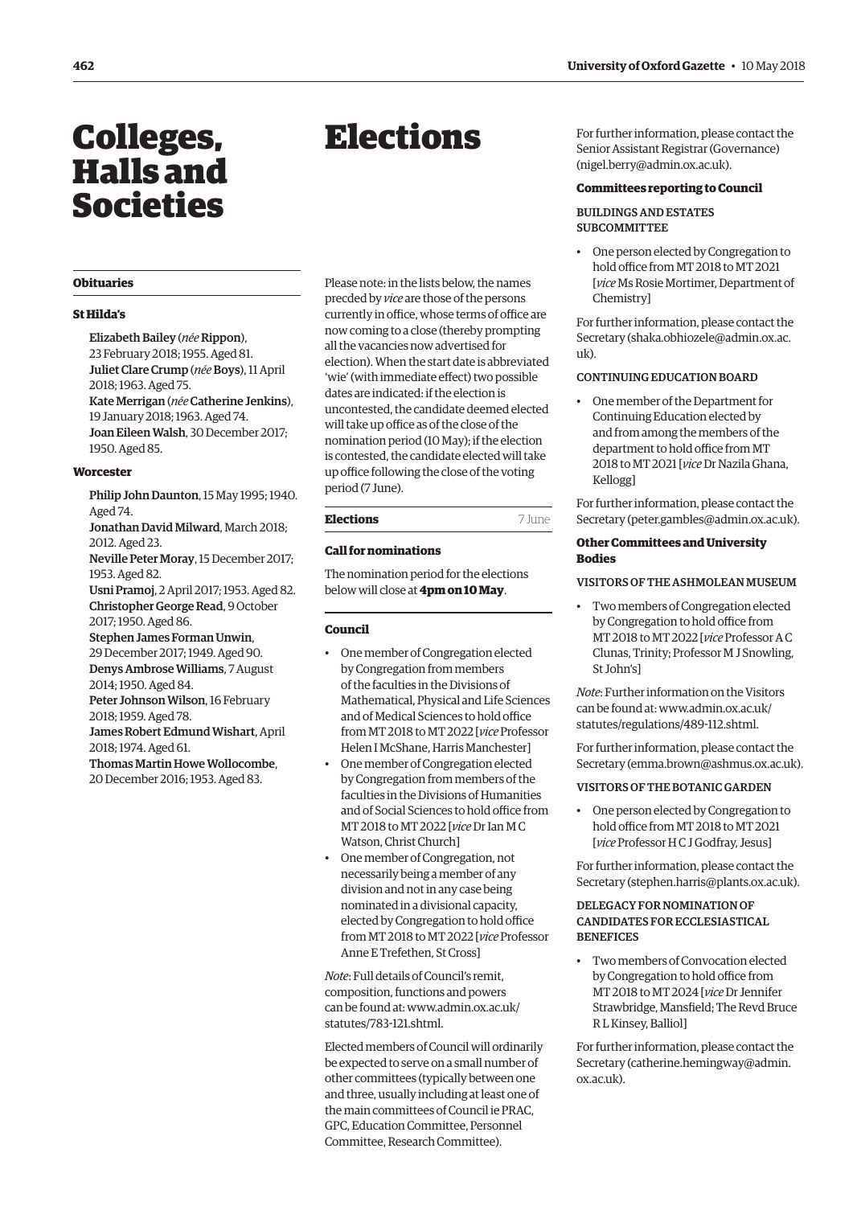# Colleges, Halls and Societies

## Obituaries

### St Hilda's

**Elizabeth Bailey** (*née* **Rippon**), 23 February 2018; 1955. Aged 81.
**Juliet Clare Crump** (*née* **Boys**), 11 April 2018; 1963. Aged 75.
**Kate Merrigan** (*née* **Catherine Jenkins**), 19 January 2018; 1963. Aged 74.
**Joan Eileen Walsh**, 30 December 2017; 1950. Aged 85.

### Worcester

**Philip John Daunton**, 15 May 1995; 1940. Aged 74.
**Jonathan David Milward**, March 2018; 2012. Aged 23.
**Neville Peter Moray**, 15 December 2017; 1953. Aged 82.
**Usni Pramoj**, 2 April 2017; 1953. Aged 82.
**Christopher George Read**, 9 October 2017; 1950. Aged 86.
**Stephen James Forman Unwin**, 29 December 2017; 1949. Aged 90.
**Denys Ambrose Williams**, 7 August 2014; 1950. Aged 84.
**Peter Johnson Wilson**, 16 February 2018; 1959. Aged 78.
**James Robert Edmund Wishart**, April 2018; 1974. Aged 61.
**Thomas Martin Howe Wollocombe**, 20 December 2016; 1953. Aged 83.

# Elections

Please note: in the lists below, the names precded by *vice* are those of the persons currently in office, whose terms of office are now coming to a close (thereby prompting all the vacancies now advertised for election). When the start date is abbreviated 'wie' (with immediate effect) two possible dates are indicated: if the election is uncontested, the candidate deemed elected will take up office as of the close of the nomination period (10 May); if the election is contested, the candidate elected will take up office following the close of the voting period (7 June).

## Elections 7 June

### Call for nominations

The nomination period for the elections below will close at **4pm on 10 May**.

### Council

- One member of Congregation elected by Congregation from members of the faculties in the Divisions of Mathematical, Physical and Life Sciences and of Medical Sciences to hold office from MT 2018 to MT 2022 [*vice* Professor Helen I McShane, Harris Manchester]
- One member of Congregation elected by Congregation from members of the faculties in the Divisions of Humanities and of Social Sciences to hold office from MT 2018 to MT 2022 [*vice* Dr Ian M C Watson, Christ Church]
- One member of Congregation, not necessarily being a member of any division and not in any case being nominated in a divisional capacity, elected by Congregation to hold office from MT 2018 to MT 2022 [*vice* Professor Anne E Trefethen, St Cross]

*Note*: Full details of Council's remit, composition, functions and powers can be found at: www.admin.ox.ac.uk/statutes/783-121.shtml.

Elected members of Council will ordinarily be expected to serve on a small number of other committees (typically between one and three, usually including at least one of the main committees of Council ie PRAC, GPC, Education Committee, Personnel Committee, Research Committee).

For further information, please contact the Senior Assistant Registrar (Governance) (nigel.berry@admin.ox.ac.uk).

### Committees reporting to Council

#### BUILDINGS AND ESTATES SUBCOMMITTEE

- One person elected by Congregation to hold office from MT 2018 to MT 2021 [*vice* Ms Rosie Mortimer, Department of Chemistry]

For further information, please contact the Secretary (shaka.obhiozele@admin.ox.ac.uk).

#### CONTINUING EDUCATION BOARD

- One member of the Department for Continuing Education elected by and from among the members of the department to hold office from MT 2018 to MT 2021 [*vice* Dr Nazila Ghana, Kellogg]

For further information, please contact the Secretary (peter.gambles@admin.ox.ac.uk).

### Other Committees and University Bodies

#### VISITORS OF THE ASHMOLEAN MUSEUM

- Two members of Congregation elected by Congregation to hold office from MT 2018 to MT 2022 [*vice* Professor A C Clunas, Trinity; Professor M J Snowling, St John's]

*Note*: Further information on the Visitors can be found at: www.admin.ox.ac.uk/statutes/regulations/489-112.shtml.

For further information, please contact the Secretary (emma.brown@ashmus.ox.ac.uk).

#### VISITORS OF THE BOTANIC GARDEN

- One person elected by Congregation to hold office from MT 2018 to MT 2021 [*vice* Professor H C J Godfray, Jesus]

For further information, please contact the Secretary (stephen.harris@plants.ox.ac.uk).

#### DELEGACY FOR NOMINATION OF CANDIDATES FOR ECCLESIASTICAL BENEFICES

- Two members of Convocation elected by Congregation to hold office from MT 2018 to MT 2024 [*vice* Dr Jennifer Strawbridge, Mansfield; The Revd Bruce R L Kinsey, Balliol]

For further information, please contact the Secretary (catherine.hemingway@admin.ox.ac.uk).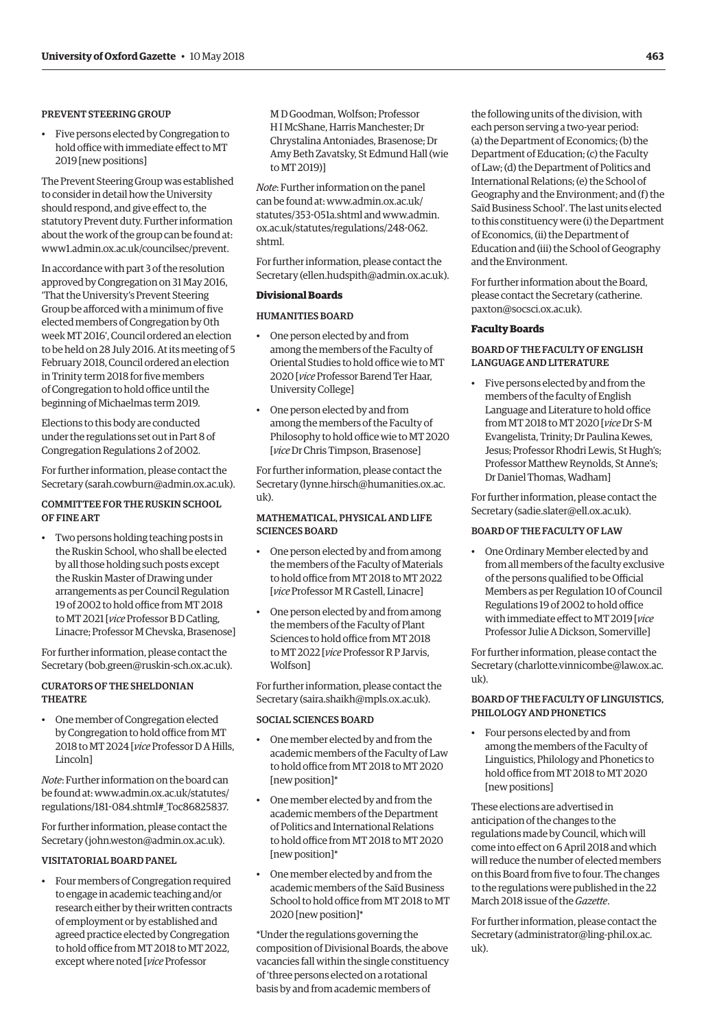#### PREVENT STEERING GROUP

- Five persons elected by Congregation to hold office with immediate effect to MT 2019 [new positions]

The Prevent Steering Group was established to consider in detail how the University should respond, and give effect to, the statutory Prevent duty. Further information about the work of the group can be found at: www1.admin.ox.ac.uk/councilsec/prevent.

In accordance with part 3 of the resolution approved by Congregation on 31 May 2016, 'That the University's Prevent Steering Group be afforced with a minimum of five elected members of Congregation by 0th week MT 2016', Council ordered an election to be held on 28 July 2016. At its meeting of 5 February 2018, Council ordered an election in Trinity term 2018 for five members of Congregation to hold office until the beginning of Michaelmas term 2019.

Elections to this body are conducted under the regulations set out in Part 8 of Congregation Regulations 2 of 2002.

For further information, please contact the Secretary (sarah.cowburn@admin.ox.ac.uk).

#### COMMITTEE FOR THE RUSKIN SCHOOL OF FINE ART

- Two persons holding teaching posts in the Ruskin School, who shall be elected by all those holding such posts except the Ruskin Master of Drawing under arrangements as per Council Regulation 19 of 2002 to hold office from MT 2018 to MT 2021 [*vice* Professor B D Catling, Linacre; Professor M Chevska, Brasenose]

For further information, please contact the Secretary (bob.green@ruskin-sch.ox.ac.uk).

#### CURATORS OF THE SHELDONIAN THEATRE

- One member of Congregation elected by Congregation to hold office from MT 2018 to MT 2024 [*vice* Professor D A Hills, Lincoln]

*Note*: Further information on the board can be found at: www.admin.ox.ac.uk/statutes/regulations/181-084.shtml#_Toc86825837.

For further information, please contact the Secretary (john.weston@admin.ox.ac.uk).

#### VISITATORIAL BOARD PANEL

- Four members of Congregation required to engage in academic teaching and/or research either by their written contracts of employment or by established and agreed practice elected by Congregation to hold office from MT 2018 to MT 2022, except where noted [*vice* Professor M D Goodman, Wolfson; Professor H I McShane, Harris Manchester; Dr Chrystalina Antoniades, Brasenose; Dr Amy Beth Zavatsky, St Edmund Hall (wie to MT 2019)]

*Note*: Further information on the panel can be found at: www.admin.ox.ac.uk/statutes/353-051a.shtml and www.admin.ox.ac.uk/statutes/regulations/248-062.shtml.

For further information, please contact the Secretary (ellen.hudspith@admin.ox.ac.uk).

### Divisional Boards

#### HUMANITIES BOARD

- One person elected by and from among the members of the Faculty of Oriental Studies to hold office wie to MT 2020 [*vice* Professor Barend Ter Haar, University College]
- One person elected by and from among the members of the Faculty of Philosophy to hold office wie to MT 2020 [*vice* Dr Chris Timpson, Brasenose]

For further information, please contact the Secretary (lynne.hirsch@humanities.ox.ac.uk).

#### MATHEMATICAL, PHYSICAL AND LIFE SCIENCES BOARD

- One person elected by and from among the members of the Faculty of Materials to hold office from MT 2018 to MT 2022 [*vice* Professor M R Castell, Linacre]
- One person elected by and from among the members of the Faculty of Plant Sciences to hold office from MT 2018 to MT 2022 [*vice* Professor R P Jarvis, Wolfson]

For further information, please contact the Secretary (saira.shaikh@mpls.ox.ac.uk).

#### SOCIAL SCIENCES BOARD

- One member elected by and from the academic members of the Faculty of Law to hold office from MT 2018 to MT 2020 [new position]*
- One member elected by and from the academic members of the Department of Politics and International Relations to hold office from MT 2018 to MT 2020 [new position]*
- One member elected by and from the academic members of the Saïd Business School to hold office from MT 2018 to MT 2020 [new position]*

*Under the regulations governing the composition of Divisional Boards, the above vacancies fall within the single constituency of 'three persons elected on a rotational basis by and from academic members of the following units of the division, with each person serving a two-year period: (a) the Department of Economics; (b) the Department of Education; (c) the Faculty of Law; (d) the Department of Politics and International Relations; (e) the School of Geography and the Environment; and (f) the Saïd Business School'. The last units elected to this constituency were (i) the Department of Economics, (ii) the Department of Education and (iii) the School of Geography and the Environment.

For further information about the Board, please contact the Secretary (catherine.paxton@socsci.ox.ac.uk).

### Faculty Boards

#### BOARD OF THE FACULTY OF ENGLISH LANGUAGE AND LITERATURE

- Five persons elected by and from the members of the faculty of English Language and Literature to hold office from MT 2018 to MT 2020 [*vice* Dr S-M Evangelista, Trinity; Dr Paulina Kewes, Jesus; Professor Rhodri Lewis, St Hugh's; Professor Matthew Reynolds, St Anne's; Dr Daniel Thomas, Wadham]

For further information, please contact the Secretary (sadie.slater@ell.ox.ac.uk).

#### BOARD OF THE FACULTY OF LAW

- One Ordinary Member elected by and from all members of the faculty exclusive of the persons qualified to be Official Members as per Regulation 10 of Council Regulations 19 of 2002 to hold office with immediate effect to MT 2019 [*vice* Professor Julie A Dickson, Somerville]

For further information, please contact the Secretary (charlotte.vinnicombe@law.ox.ac.uk).

#### BOARD OF THE FACULTY OF LINGUISTICS, PHILOLOGY AND PHONETICS

- Four persons elected by and from among the members of the Faculty of Linguistics, Philology and Phonetics to hold office from MT 2018 to MT 2020 [new positions]

These elections are advertised in anticipation of the changes to the regulations made by Council, which will come into effect on 6 April 2018 and which will reduce the number of elected members on this Board from five to four. The changes to the regulations were published in the 22 March 2018 issue of the *Gazette*.

For further information, please contact the Secretary (administrator@ling-phil.ox.ac.uk).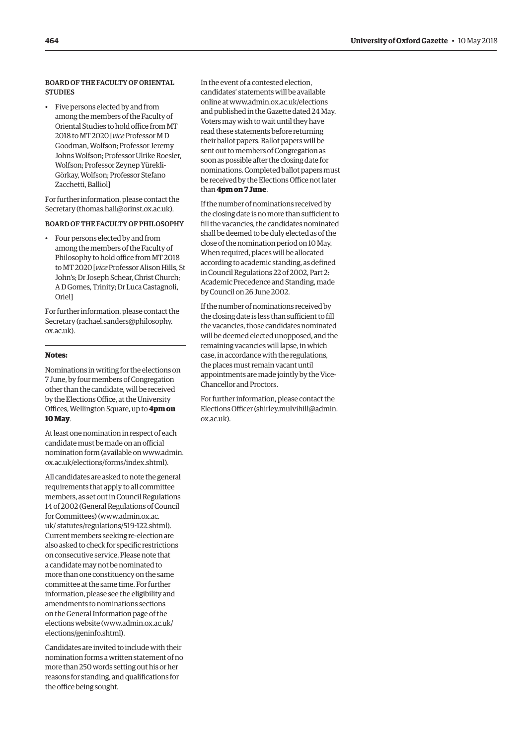#### BOARD OF THE FACULTY OF ORIENTAL STUDIES

- Five persons elected by and from among the members of the Faculty of Oriental Studies to hold office from MT 2018 to MT 2020 [*vice* Professor M D Goodman, Wolfson; Professor Jeremy Johns Wolfson; Professor Ulrike Roesler, Wolfson; Professor Zeynep Yürekli-Görkay, Wolfson; Professor Stefano Zacchetti, Balliol]

For further information, please contact the Secretary (thomas.hall@orinst.ox.ac.uk).

#### BOARD OF THE FACULTY OF PHILOSOPHY

- Four persons elected by and from among the members of the Faculty of Philosophy to hold office from MT 2018 to MT 2020 [*vice* Professor Alison Hills, St John's; Dr Joseph Schear, Christ Church; A D Gomes, Trinity; Dr Luca Castagnoli, Oriel]

For further information, please contact the Secretary (rachael.sanders@philosophy.ox.ac.uk).

---

**Notes:**

Nominations in writing for the elections on 7 June, by four members of Congregation other than the candidate, will be received by the Elections Office, at the University Offices, Wellington Square, up to **4pm on 10 May**.

At least one nomination in respect of each candidate must be made on an official nomination form (available on www.admin.ox.ac.uk/elections/forms/index.shtml).

All candidates are asked to note the general requirements that apply to all committee members, as set out in Council Regulations 14 of 2002 (General Regulations of Council for Committees) (www.admin.ox.ac.uk/statutes/regulations/519-122.shtml). Current members seeking re-election are also asked to check for specific restrictions on consecutive service. Please note that a candidate may not be nominated to more than one constituency on the same committee at the same time. For further information, please see the eligibility and amendments to nominations sections on the General Information page of the elections website (www.admin.ox.ac.uk/elections/geninfo.shtml).

Candidates are invited to include with their nomination forms a written statement of no more than 250 words setting out his or her reasons for standing, and qualifications for the office being sought.

In the event of a contested election, candidates' statements will be available online at www.admin.ox.ac.uk/elections and published in the Gazette dated 24 May. Voters may wish to wait until they have read these statements before returning their ballot papers. Ballot papers will be sent out to members of Congregation as soon as possible after the closing date for nominations. Completed ballot papers must be received by the Elections Office not later than **4pm on 7 June**.

If the number of nominations received by the closing date is no more than sufficient to fill the vacancies, the candidates nominated shall be deemed to be duly elected as of the close of the nomination period on 10 May. When required, places will be allocated according to academic standing, as defined in Council Regulations 22 of 2002, Part 2: Academic Precedence and Standing, made by Council on 26 June 2002.

If the number of nominations received by the closing date is less than sufficient to fill the vacancies, those candidates nominated will be deemed elected unopposed, and the remaining vacancies will lapse, in which case, in accordance with the regulations, the places must remain vacant until appointments are made jointly by the Vice-Chancellor and Proctors.

For further information, please contact the Elections Officer (shirley.mulvihill@admin.ox.ac.uk).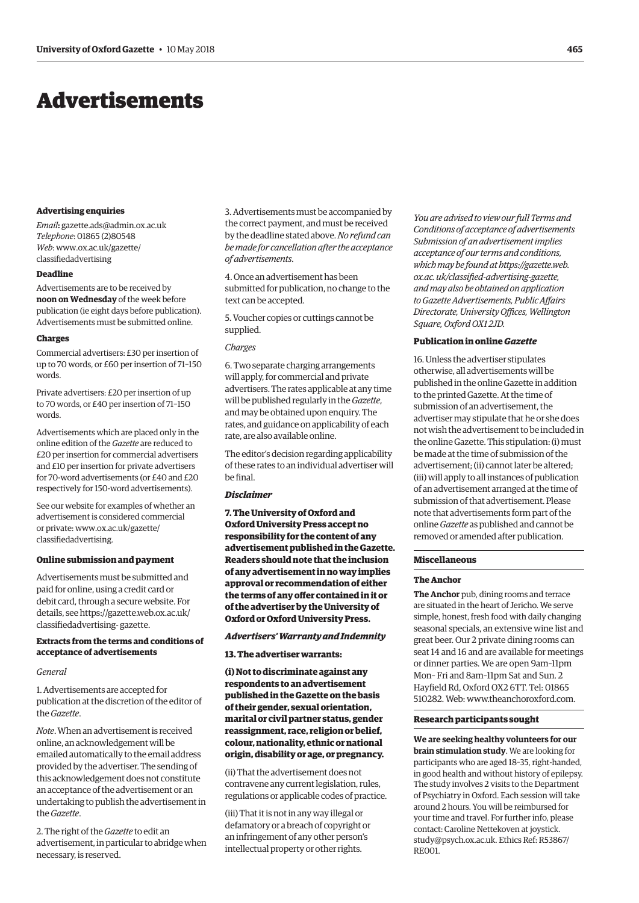# Advertisements

#### Advertising enquiries

*Email*: gazette.ads@admin.ox.ac.uk
*Telephone*: 01865 (2)80548
*Web*: www.ox.ac.uk/gazette/classifiedadvertising

#### Deadline

Advertisements are to be received by **noon on Wednesday** of the week before publication (ie eight days before publication). Advertisements must be submitted online.

#### Charges

Commercial advertisers: £30 per insertion of up to 70 words, or £60 per insertion of 71–150 words.

Private advertisers: £20 per insertion of up to 70 words, or £40 per insertion of 71–150 words.

Advertisements which are placed only in the online edition of the *Gazette* are reduced to £20 per insertion for commercial advertisers and £10 per insertion for private advertisers for 70-word advertisements (or £40 and £20 respectively for 150-word advertisements).

See our website for examples of whether an advertisement is considered commercial or private: www.ox.ac.uk/gazette/classifiedadvertising.

#### Online submission and payment

Advertisements must be submitted and paid for online, using a credit card or debit card, through a secure website. For details, see https://gazette.web.ox.ac.uk/classifiedadvertising- gazette.

#### Extracts from the terms and conditions of acceptance of advertisements

*General*

1. Advertisements are accepted for publication at the discretion of the editor of the *Gazette*.

*Note*. When an advertisement is received online, an acknowledgement will be emailed automatically to the email address provided by the advertiser. The sending of this acknowledgement does not constitute an acceptance of the advertisement or an undertaking to publish the advertisement in the *Gazette*.

2. The right of the *Gazette* to edit an advertisement, in particular to abridge when necessary, is reserved.

3. Advertisements must be accompanied by the correct payment, and must be received by the deadline stated above. *No refund can be made for cancellation after the acceptance of advertisements*.

4. Once an advertisement has been submitted for publication, no change to the text can be accepted.

5. Voucher copies or cuttings cannot be supplied.

*Charges*

6. Two separate charging arrangements will apply, for commercial and private advertisers. The rates applicable at any time will be published regularly in the *Gazette*, and may be obtained upon enquiry. The rates, and guidance on applicability of each rate, are also available online.

The editor's decision regarding applicability of these rates to an individual advertiser will be final.

***Disclaimer***

**7. The University of Oxford and Oxford University Press accept no responsibility for the content of any advertisement published in the Gazette. Readers should note that the inclusion of any advertisement in no way implies approval or recommendation of either the terms of any offer contained in it or of the advertiser by the University of Oxford or Oxford University Press.**

***Advertisers' Warranty and Indemnity***

**13. The advertiser warrants:**

**(i) Not to discriminate against any respondents to an advertisement published in the Gazette on the basis of their gender, sexual orientation, marital or civil partner status, gender reassignment, race, religion or belief, colour, nationality, ethnic or national origin, disability or age, or pregnancy.**

(ii) That the advertisement does not contravene any current legislation, rules, regulations or applicable codes of practice.

(iii) That it is not in any way illegal or defamatory or a breach of copyright or an infringement of any other person's intellectual property or other rights.

*You are advised to view our full Terms and Conditions of acceptance of advertisements Submission of an advertisement implies acceptance of our terms and conditions, which may be found at https://gazette.web.ox.ac. uk/classified-advertising-gazette, and may also be obtained on application to Gazette Advertisements, Public Affairs Directorate, University Offices, Wellington Square, Oxford OX1 2JD.*

#### Publication in online *Gazette*

16. Unless the advertiser stipulates otherwise, all advertisements will be published in the online Gazette in addition to the printed Gazette. At the time of submission of an advertisement, the advertiser may stipulate that he or she does not wish the advertisement to be included in the online Gazette. This stipulation: (i) must be made at the time of submission of the advertisement; (ii) cannot later be altered; (iii) will apply to all instances of publication of an advertisement arranged at the time of submission of that advertisement. Please note that advertisements form part of the online *Gazette* as published and cannot be removed or amended after publication.

### Miscellaneous

#### The Anchor

**The Anchor** pub, dining rooms and terrace are situated in the heart of Jericho. We serve simple, honest, fresh food with daily changing seasonal specials, an extensive wine list and great beer. Our 2 private dining rooms can seat 14 and 16 and are available for meetings or dinner parties. We are open 9am–11pm Mon– Fri and 8am–11pm Sat and Sun. 2 Hayfield Rd, Oxford OX2 6TT. Tel: 01865 510282. Web: www.theanchoroxford.com.

### Research participants sought

**We are seeking healthy volunteers for our brain stimulation study**. We are looking for participants who are aged 18–35, right-handed, in good health and without history of epilepsy. The study involves 2 visits to the Department of Psychiatry in Oxford. Each session will take around 2 hours. You will be reimbursed for your time and travel. For further info, please contact: Caroline Nettekoven at joystick.study@psych.ox.ac.uk. Ethics Ref: R53867/RE001.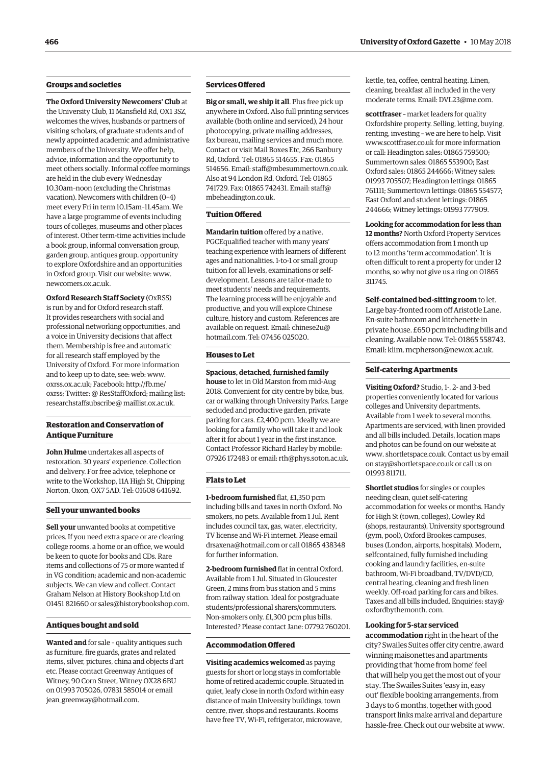## Groups and societies

**The Oxford University Newcomers' Club** at the University Club, 11 Mansfield Rd, OX1 3SZ, welcomes the wives, husbands or partners of visiting scholars, of graduate students and of newly appointed academic and administrative members of the University. We offer help, advice, information and the opportunity to meet others socially. Informal coffee mornings are held in the club every Wednesday 10.30am–noon (excluding the Christmas vacation). Newcomers with children (0–4) meet every Fri in term 10.15am–11.45am. We have a large programme of events including tours of colleges, museums and other places of interest. Other term-time activities include a book group, informal conversation group, garden group, antiques group, opportunity to explore Oxfordshire and an opportunities in Oxford group. Visit our website: www.newcomers.ox.ac.uk.

**Oxford Research Staff Society** (OxRSS) is run by and for Oxford research staff. It provides researchers with social and professional networking opportunities, and a voice in University decisions that affect them. Membership is free and automatic for all research staff employed by the University of Oxford. For more information and to keep up to date, see: web: www.oxrss.ox.ac.uk; Facebook: http://fb.me/oxrss; Twitter: @ResStaffOxford; mailing list: researchstaffsubscribe@maillist.ox.ac.uk.

## Restoration and Conservation of Antique Furniture

**John Hulme** undertakes all aspects of restoration. 30 years' experience. Collection and delivery. For free advice, telephone or write to the Workshop, 11A High St, Chipping Norton, Oxon, OX7 5AD. Tel: 01608 641692.

## Sell your unwanted books

**Sell your** unwanted books at competitive prices. If you need extra space or are clearing college rooms, a home or an office, we would be keen to quote for books and CDs. Rare items and collections of 75 or more wanted if in VG condition; academic and non-academic subjects. We can view and collect. Contact Graham Nelson at History Bookshop Ltd on 01451 821660 or sales@historybookshop.com.

## Antiques bought and sold

**Wanted and** for sale – quality antiques such as furniture, fire guards, grates and related items, silver, pictures, china and objects d'art etc. Please contact Greenway Antiques of Witney, 90 Corn Street, Witney OX28 6BU on 01993 705026, 07831 585014 or email jean_greenway@hotmail.com.

## Services Offered

**Big or small, we ship it all**. Plus free pick up anywhere in Oxford. Also full printing services available (both online and serviced), 24 hour photocopying, private mailing addresses, fax bureau, mailing services and much more. Contact or visit Mail Boxes Etc, 266 Banbury Rd, Oxford. Tel: 01865 514655. Fax: 01865 514656. Email: staff@mbesummertown.co.uk. Also at 94 London Rd, Oxford. Tel: 01865 741729. Fax: 01865 742431. Email: staff@mbeheadington.co.uk.

## Tuition Offered

**Mandarin tuition** offered by a native, PGCEqualified teacher with many years' teaching experience with learners of different ages and nationalities. 1-to-1 or small group tuition for all levels, examinations or self-development. Lessons are tailor-made to meet students' needs and requirements. The learning process will be enjoyable and productive, and you will explore Chinese culture, history and custom. References are available on request. Email: chinese2u@hotmail.com. Tel: 07456 025020.

## Houses to Let

**Spacious, detached, furnished family house** to let in Old Marston from mid-Aug 2018. Convenient for city centre by bike, bus, car or walking through University Parks. Large secluded and productive garden, private parking for cars. £2,400 pcm. Ideally we are looking for a family who will take it and look after it for about 1 year in the first instance. Contact Professor Richard Harley by mobile: 07926 172483 or email: rth@phys.soton.ac.uk.

## Flats to Let

**1-bedroom furnished** flat, £1,350 pcm including bills and taxes in north Oxford. No smokers, no pets. Available from 1 Jul. Rent includes council tax, gas, water, electricity, TV license and Wi-Fi internet. Please email drsaxena@hotmail.com or call 01865 438348 for further information.

**2-bedroom furnished** flat in central Oxford. Available from 1 Jul. Situated in Gloucester Green, 2 mins from bus station and 5 mins from railway station. Ideal for postgraduate students/professional sharers/commuters. Non-smokers only. £1,300 pcm plus bills. Interested? Please contact Jane: 07792 760201.

## Accommodation Offered

**Visiting academics welcomed** as paying guests for short or long stays in comfortable home of retired academic couple. Situated in quiet, leafy close in north Oxford within easy distance of main University buildings, town centre, river, shops and restaurants. Rooms have free TV, Wi-Fi, refrigerator, microwave, kettle, tea, coffee, central heating. Linen, cleaning, breakfast all included in the very moderate terms. Email: DVL23@me.com.

**scottfraser** – market leaders for quality Oxfordshire property. Selling, letting, buying, renting, investing – we are here to help. Visit www.scottfraser.co.uk for more information or call: Headington sales: 01865 759500; Summertown sales: 01865 553900; East Oxford sales: 01865 244666; Witney sales: 01993 705507; Headington lettings: 01865 761111; Summertown lettings: 01865 554577; East Oxford and student lettings: 01865 244666; Witney lettings: 01993 777909.

**Looking for accommodation for less than 12 months?** North Oxford Property Services offers accommodation from 1 month up to 12 months 'term accommodation'. It is often difficult to rent a property for under 12 months, so why not give us a ring on 01865 311745.

**Self-contained bed-sitting room** to let. Large bay-fronted room off Aristotle Lane. En-suite bathroom and kitchenette in private house. £650 pcm including bills and cleaning. Available now. Tel: 01865 558743. Email: klim.mcpherson@new.ox.ac.uk.

## Self-catering Apartments

**Visiting Oxford?** Studio, 1-, 2- and 3-bed properties conveniently located for various colleges and University departments. Available from 1 week to several months. Apartments are serviced, with linen provided and all bills included. Details, location maps and photos can be found on our website at www.shortletspace.co.uk. Contact us by email on stay@shortletspace.co.uk or call us on 01993 811711.

**Shortlet studios** for singles or couples needing clean, quiet self-catering accommodation for weeks or months. Handy for High St (town, colleges), Cowley Rd (shops, restaurants), University sportsground (gym, pool), Oxford Brookes campuses, buses (London, airports, hospitals). Modern, selfcontained, fully furnished including cooking and laundry facilities, en-suite bathroom, Wi-Fi broadband, TV/DVD/CD, central heating, cleaning and fresh linen weekly. Off-road parking for cars and bikes. Taxes and all bills included. Enquiries: stay@oxfordbythemonth.com.

**Looking for 5-star serviced accommodation** right in the heart of the city? Swailes Suites offer city centre, award winning maisonettes and apartments providing that 'home from home' feel that will help you get the most out of your stay. The Swailes Suites 'easy in, easy out' flexible booking arrangements, from 3 days to 6 months, together with good transport links make arrival and departure hassle-free. Check out our website at www.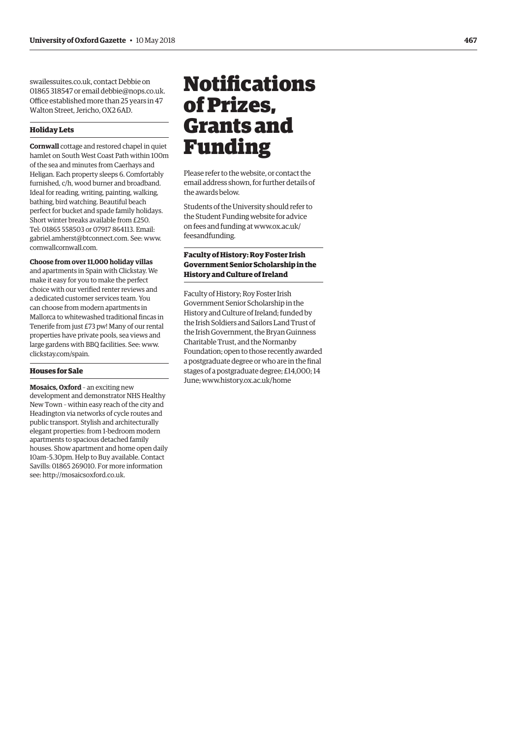swailessuites.co.uk, contact Debbie on 01865 318547 or email debbie@nops.co.uk. Office established more than 25 years in 47 Walton Street, Jericho, OX2 6AD.

#### Holiday Lets

**Cornwall** cottage and restored chapel in quiet hamlet on South West Coast Path within 100m of the sea and minutes from Caerhays and Heligan. Each property sleeps 6. Comfortably furnished, c/h, wood burner and broadband. Ideal for reading, writing, painting, walking, bathing, bird watching. Beautiful beach perfect for bucket and spade family holidays. Short winter breaks available from £250. Tel: 01865 558503 or 07917 864113. Email: gabriel.amherst@btconnect.com. See: www.cornwallcornwall.com.

**Choose from over 11,000 holiday villas** and apartments in Spain with Clickstay. We make it easy for you to make the perfect choice with our verified renter reviews and a dedicated customer services team. You can choose from modern apartments in Mallorca to whitewashed traditional fincas in Tenerife from just £73 pw! Many of our rental properties have private pools, sea views and large gardens with BBQ facilities. See: www.clickstay.com/spain.

#### Houses for Sale

**Mosaics, Oxford** – an exciting new development and demonstrator NHS Healthy New Town – within easy reach of the city and Headington via networks of cycle routes and public transport. Stylish and architecturally elegant properties: from 1-bedroom modern apartments to spacious detached family houses. Show apartment and home open daily 10am–5.30pm. Help to Buy available. Contact Savills: 01865 269010. For more information see: http://mosaicsoxford.co.uk.

# Notifications of Prizes, Grants and Funding

Please refer to the website, or contact the email address shown, for further details of the awards below.

Students of the University should refer to the Student Funding website for advice on fees and funding at www.ox.ac.uk/feesandfunding.

#### Faculty of History: Roy Foster Irish Government Senior Scholarship in the History and Culture of Ireland

Faculty of History; Roy Foster Irish Government Senior Scholarship in the History and Culture of Ireland; funded by the Irish Soldiers and Sailors Land Trust of the Irish Government, the Bryan Guinness Charitable Trust, and the Normanby Foundation; open to those recently awarded a postgraduate degree or who are in the final stages of a postgraduate degree; £14,000; 14 June; www.history.ox.ac.uk/home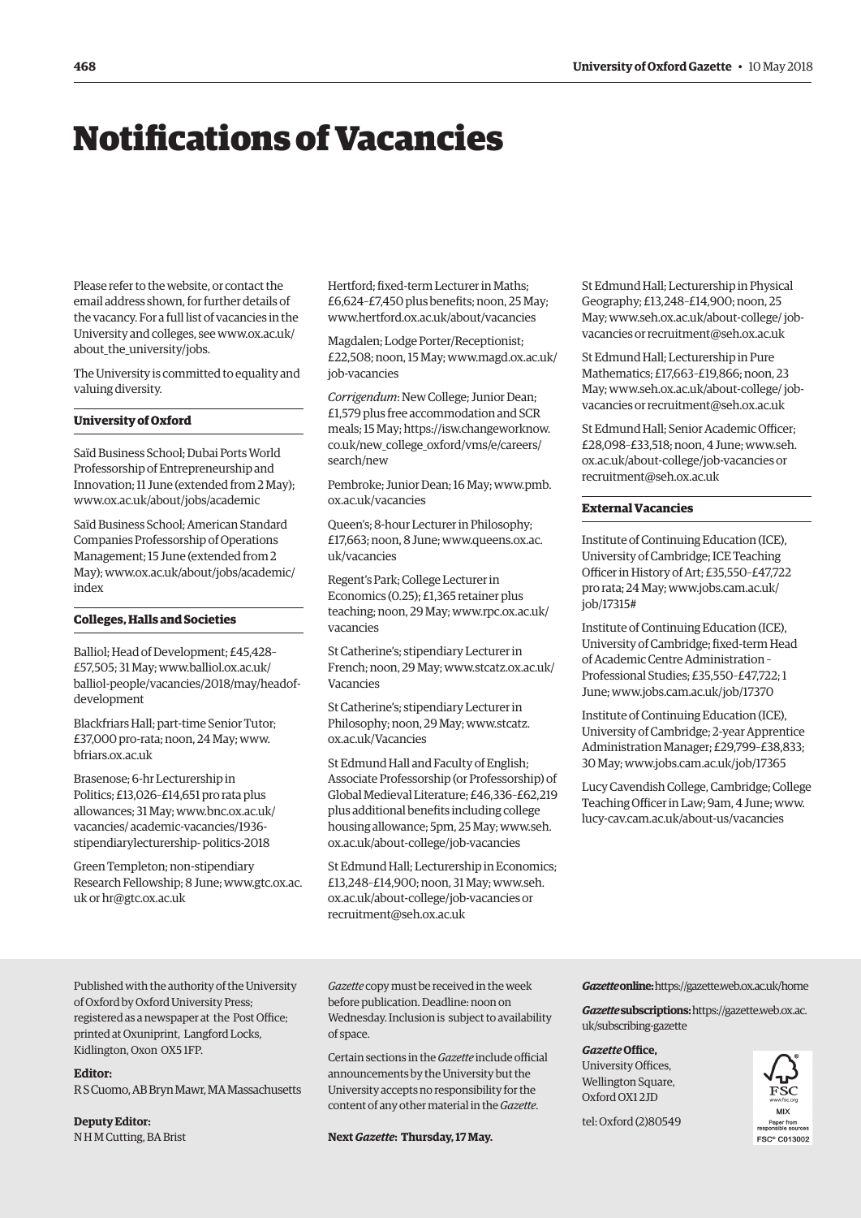# Notifications of Vacancies

Please refer to the website, or contact the email address shown, for further details of the vacancy. For a full list of vacancies in the University and colleges, see www.ox.ac.uk/about_the_university/jobs.

The University is committed to equality and valuing diversity.

### University of Oxford

Saïd Business School; Dubai Ports World Professorship of Entrepreneurship and Innovation; 11 June (extended from 2 May); www.ox.ac.uk/about/jobs/academic

Saïd Business School; American Standard Companies Professorship of Operations Management; 15 June (extended from 2 May); www.ox.ac.uk/about/jobs/academic/index

### Colleges, Halls and Societies

Balliol; Head of Development; £45,428–£57,505; 31 May; www.balliol.ox.ac.uk/balliol-people/vacancies/2018/may/headof-development

Blackfriars Hall; part-time Senior Tutor; £37,000 pro-rata; noon, 24 May; www.bfriars.ox.ac.uk

Brasenose; 6-hr Lecturership in Politics; £13,026–£14,651 pro rata plus allowances; 31 May; www.bnc.ox.ac.uk/vacancies/ academic-vacancies/1936-stipendiarylecturership- politics-2018

Green Templeton; non-stipendiary Research Fellowship; 8 June; www.gtc.ox.ac.uk or hr@gtc.ox.ac.uk

Hertford; fixed-term Lecturer in Maths; £6,624–£7,450 plus benefits; noon, 25 May; www.hertford.ox.ac.uk/about/vacancies

Magdalen; Lodge Porter/Receptionist; £22,508; noon, 15 May; www.magd.ox.ac.uk/job-vacancies

*Corrigendum*: New College; Junior Dean; £1,579 plus free accommodation and SCR meals; 15 May; https://isw.changeworknow.co.uk/new_college_oxford/vms/e/careers/search/new

Pembroke; Junior Dean; 16 May; www.pmb.ox.ac.uk/vacancies

Queen's; 8-hour Lecturer in Philosophy; £17,663; noon, 8 June; www.queens.ox.ac.uk/vacancies

Regent's Park; College Lecturer in Economics (0.25); £1,365 retainer plus teaching; noon, 29 May; www.rpc.ox.ac.uk/vacancies

St Catherine's; stipendiary Lecturer in French; noon, 29 May; www.stcatz.ox.ac.uk/Vacancies

St Catherine's; stipendiary Lecturer in Philosophy; noon, 29 May; www.stcatz.ox.ac.uk/Vacancies

St Edmund Hall and Faculty of English; Associate Professorship (or Professorship) of Global Medieval Literature; £46,336–£62,219 plus additional benefits including college housing allowance; 5pm, 25 May; www.seh.ox.ac.uk/about-college/job-vacancies

St Edmund Hall; Lecturership in Economics; £13,248–£14,900; noon, 31 May; www.seh.ox.ac.uk/about-college/job-vacancies or recruitment@seh.ox.ac.uk

St Edmund Hall; Lecturership in Physical Geography; £13,248–£14,900; noon, 25 May; www.seh.ox.ac.uk/about-college/ job-vacancies or recruitment@seh.ox.ac.uk

St Edmund Hall; Lecturership in Pure Mathematics; £17,663–£19,866; noon, 23 May; www.seh.ox.ac.uk/about-college/ job-vacancies or recruitment@seh.ox.ac.uk

St Edmund Hall; Senior Academic Officer; £28,098–£33,518; noon, 4 June; www.seh.ox.ac.uk/about-college/job-vacancies or recruitment@seh.ox.ac.uk

### External Vacancies

Institute of Continuing Education (ICE), University of Cambridge; ICE Teaching Officer in History of Art; £35,550–£47,722 pro rata; 24 May; www.jobs.cam.ac.uk/job/17315#

Institute of Continuing Education (ICE), University of Cambridge; fixed-term Head of Academic Centre Administration – Professional Studies; £35,550–£47,722; 1 June; www.jobs.cam.ac.uk/job/17370

Institute of Continuing Education (ICE), University of Cambridge; 2-year Apprentice Administration Manager; £29,799–£38,833; 30 May; www.jobs.cam.ac.uk/job/17365

Lucy Cavendish College, Cambridge; College Teaching Officer in Law; 9am, 4 June; www.lucy-cav.cam.ac.uk/about-us/vacancies

---

Published with the authority of the University of Oxford by Oxford University Press; registered as a newspaper at the Post Office; printed at Oxuniprint, Langford Locks, Kidlington, Oxon OX5 1FP.

**Editor:**
R S Cuomo, AB Bryn Mawr, MA Massachusetts

**Deputy Editor:**
N H M Cutting, BA Brist

*Gazette* copy must be received in the week before publication. Deadline: noon on Wednesday. Inclusion is subject to availability of space.

Certain sections in the *Gazette* include official announcements by the University but the University accepts no responsibility for the content of any other material in the *Gazette*.

**Next *Gazette*: Thursday, 17 May.**

***Gazette* online:** https://gazette.web.ox.ac.uk/home

***Gazette* subscriptions:** https://gazette.web.ox.ac.uk/subscribing-gazette

***Gazette* Office,**
University Offices,
Wellington Square,
Oxford OX1 2JD

tel: Oxford (2)80549

FSC www.fsc.org MIX Paper from responsible sources FSC® C013002